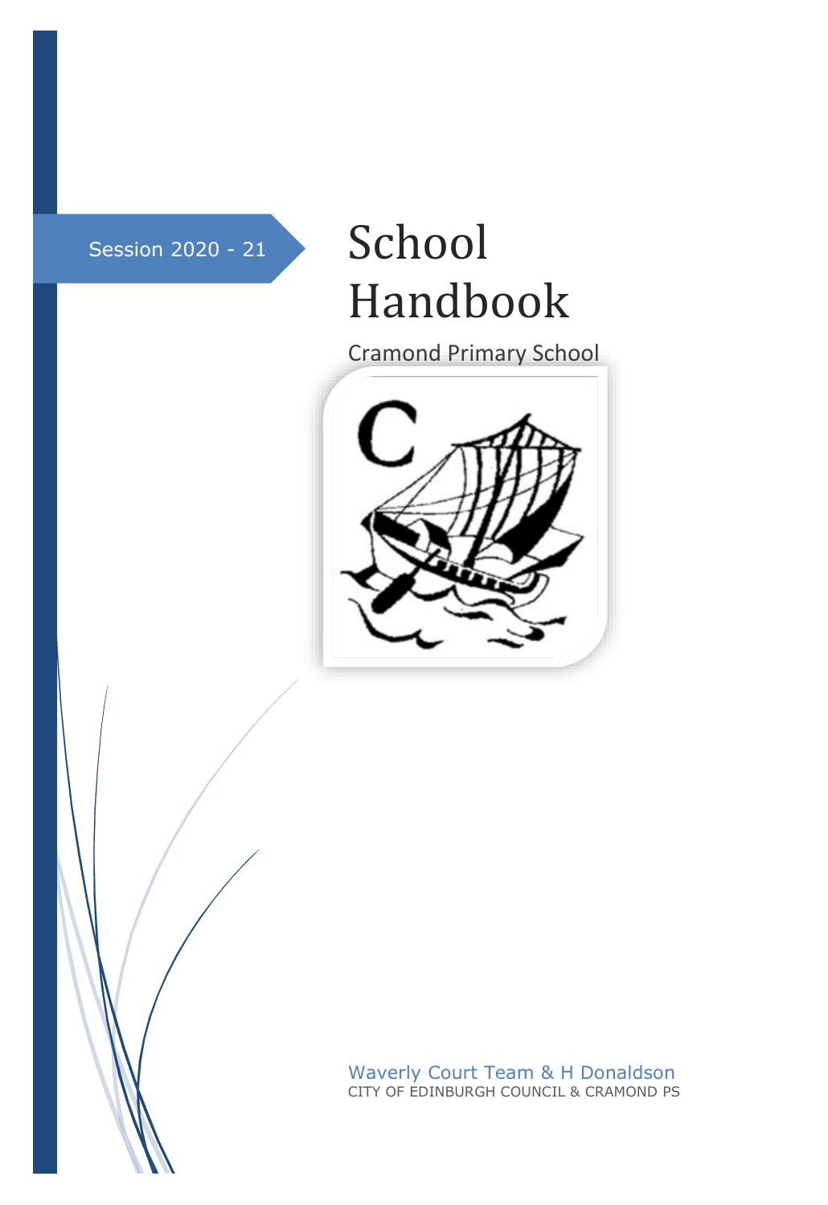Session 2020 - 21

# School Handbook

Cramond Primary School

Waverly Court Team & H Donaldson

CITY OF EDINBURGH COUNCIL & CRAMOND PS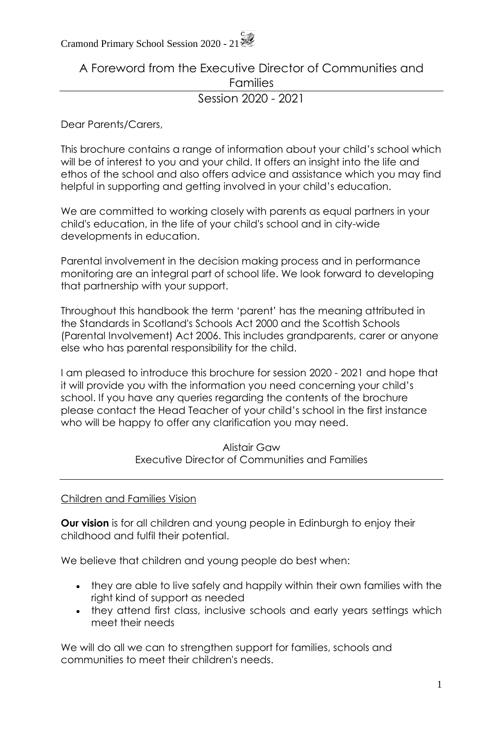## A Foreword from the Executive Director of Communities and Families

## Session 2020 - 2021

Dear Parents/Carers,

This brochure contains a range of information about your child's school which will be of interest to you and your child. It offers an insight into the life and ethos of the school and also offers advice and assistance which you may find helpful in supporting and getting involved in your child's education.

We are committed to working closely with parents as equal partners in your child's education, in the life of your child's school and in city-wide developments in education.

Parental involvement in the decision making process and in performance monitoring are an integral part of school life. We look forward to developing that partnership with your support.

Throughout this handbook the term 'parent' has the meaning attributed in the Standards in Scotland's Schools Act 2000 and the Scottish Schools (Parental Involvement) Act 2006. This includes grandparents, carer or anyone else who has parental responsibility for the child.

I am pleased to introduce this brochure for session 2020 - 2021 and hope that it will provide you with the information you need concerning your child's school. If you have any queries regarding the contents of the brochure please contact the Head Teacher of your child's school in the first instance who will be happy to offer any clarification you may need.

Alistair Gaw
Executive Director of Communities and Families

---

Children and Families Vision

**Our vision** is for all children and young people in Edinburgh to enjoy their childhood and fulfil their potential.

We believe that children and young people do best when:

- they are able to live safely and happily within their own families with the right kind of support as needed
- they attend first class, inclusive schools and early years settings which meet their needs

We will do all we can to strengthen support for families, schools and communities to meet their children's needs.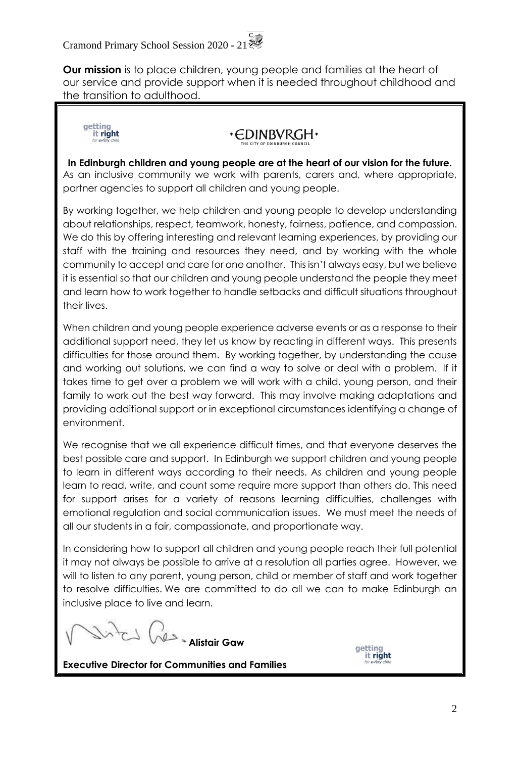**Our mission** is to place children, young people and families at the heart of our service and provide support when it is needed throughout childhood and the transition to adulthood.

**In Edinburgh children and young people are at the heart of our vision for the future.** As an inclusive community we work with parents, carers and, where appropriate, partner agencies to support all children and young people.

By working together, we help children and young people to develop understanding about relationships, respect, teamwork, honesty, fairness, patience, and compassion. We do this by offering interesting and relevant learning experiences, by providing our staff with the training and resources they need, and by working with the whole community to accept and care for one another. This isn't always easy, but we believe it is essential so that our children and young people understand the people they meet and learn how to work together to handle setbacks and difficult situations throughout their lives.

When children and young people experience adverse events or as a response to their additional support need, they let us know by reacting in different ways. This presents difficulties for those around them. By working together, by understanding the cause and working out solutions, we can find a way to solve or deal with a problem. If it takes time to get over a problem we will work with a child, young person, and their family to work out the best way forward. This may involve making adaptations and providing additional support or in exceptional circumstances identifying a change of environment.

We recognise that we all experience difficult times, and that everyone deserves the best possible care and support. In Edinburgh we support children and young people to learn in different ways according to their needs. As children and young people learn to read, write, and count some require more support than others do. This need for support arises for a variety of reasons learning difficulties, challenges with emotional regulation and social communication issues. We must meet the needs of all our students in a fair, compassionate, and proportionate way.

In considering how to support all children and young people reach their full potential it may not always be possible to arrive at a resolution all parties agree. However, we will to listen to any parent, young person, child or member of staff and work together to resolve difficulties. We are committed to do all we can to make Edinburgh an inclusive place to live and learn.

**Alistair Gaw**

**Executive Director for Communities and Families**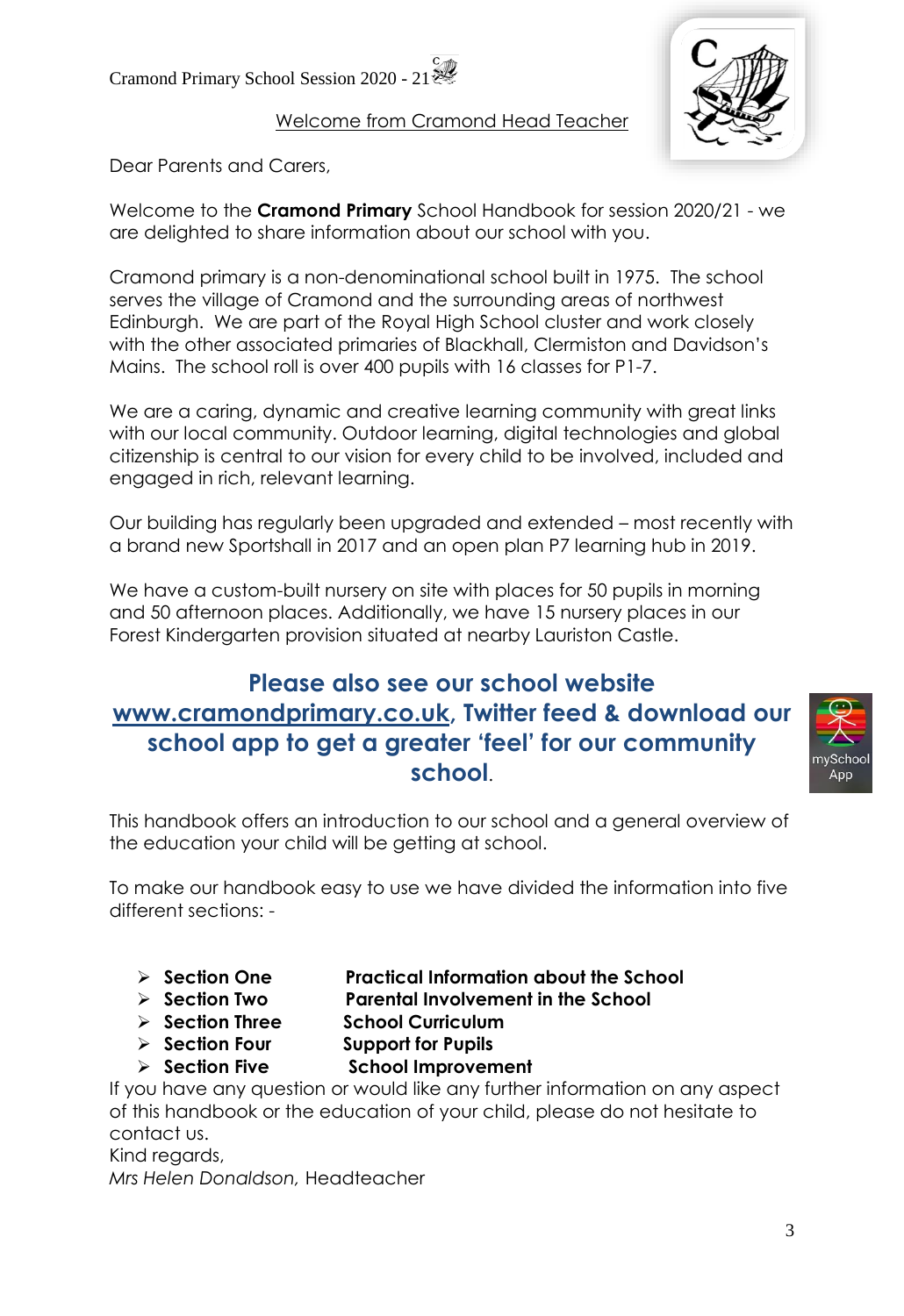Cramond Primary School Session 2020 - 21

## Welcome from Cramond Head Teacher

Dear Parents and Carers,

Welcome to the **Cramond Primary** School Handbook for session 2020/21 - we are delighted to share information about our school with you.

Cramond primary is a non-denominational school built in 1975. The school serves the village of Cramond and the surrounding areas of northwest Edinburgh. We are part of the Royal High School cluster and work closely with the other associated primaries of Blackhall, Clermiston and Davidson's Mains. The school roll is over 400 pupils with 16 classes for P1-7.

We are a caring, dynamic and creative learning community with great links with our local community. Outdoor learning, digital technologies and global citizenship is central to our vision for every child to be involved, included and engaged in rich, relevant learning.

Our building has regularly been upgraded and extended – most recently with a brand new Sportshall in 2017 and an open plan P7 learning hub in 2019.

We have a custom-built nursery on site with places for 50 pupils in morning and 50 afternoon places. Additionally, we have 15 nursery places in our Forest Kindergarten provision situated at nearby Lauriston Castle.

**Please also see our school website www.cramondprimary.co.uk, Twitter feed & download our school app to get a greater 'feel' for our community school.**

mySchool App

This handbook offers an introduction to our school and a general overview of the education your child will be getting at school.

To make our handbook easy to use we have divided the information into five different sections: -

- **Section One** — **Practical Information about the School**
- **Section Two** — **Parental Involvement in the School**
- **Section Three** — **School Curriculum**
- **Section Four** — **Support for Pupils**
- **Section Five** — **School Improvement**

If you have any question or would like any further information on any aspect of this handbook or the education of your child, please do not hesitate to contact us.

Kind regards,

*Mrs Helen Donaldson,* Headteacher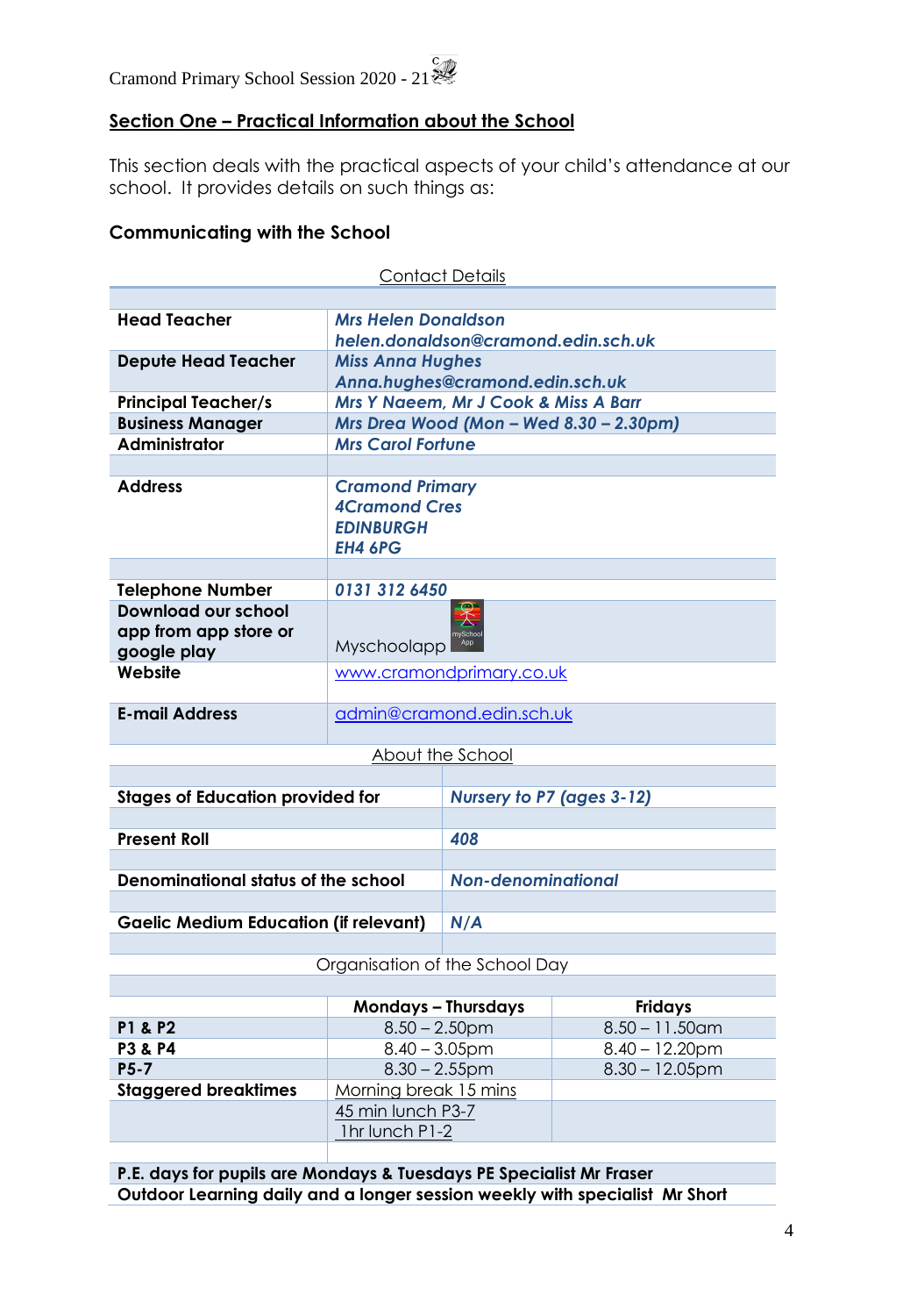## Section One – Practical Information about the School

This section deals with the practical aspects of your child's attendance at our school. It provides details on such things as:

### Communicating with the School

Contact Details

| | |
|---|---|
| **Head Teacher** | ***Mrs Helen Donaldson helen.donaldson@cramond.edin.sch.uk*** |
| **Depute Head Teacher** | ***Miss Anna Hughes Anna.hughes@cramond.edin.sch.uk*** |
| **Principal Teacher/s** | ***Mrs Y Naeem, Mr J Cook & Miss A Barr*** |
| **Business Manager** | ***Mrs Drea Wood (Mon – Wed 8.30 – 2.30pm)*** |
| **Administrator** | ***Mrs Carol Fortune*** |
| **Address** | ***Cramond Primary 4Cramond Cres EDINBURGH EH4 6PG*** |
| **Telephone Number** | ***0131 312 6450*** |
| **Download our school app from app store or google play** | Myschoolapp |
| **Website** | www.cramondprimary.co.uk |
| **E-mail Address** | admin@cramond.edin.sch.uk |

About the School

| | |
|---|---|
| **Stages of Education provided for** | ***Nursery to P7 (ages 3-12)*** |
| **Present Roll** | ***408*** |
| **Denominational status of the school** | ***Non-denominational*** |
| **Gaelic Medium Education (if relevant)** | ***N/A*** |

Organisation of the School Day

| | **Mondays – Thursdays** | **Fridays** |
|---|---|---|
| **P1 & P2** | 8.50 – 2.50pm | 8.50 – 11.50am |
| **P3 & P4** | 8.40 – 3.05pm | 8.40 – 12.20pm |
| **P5-7** | 8.30 – 2.55pm | 8.30 – 12.05pm |
| **Staggered breaktimes** | Morning break 15 mins | |
| | 45 min lunch P3-7 | |
| | 1hr lunch P1-2 | |

**P.E. days for pupils are Mondays & Tuesdays PE Specialist Mr Fraser**

**Outdoor Learning daily and a longer session weekly with specialist Mr Short**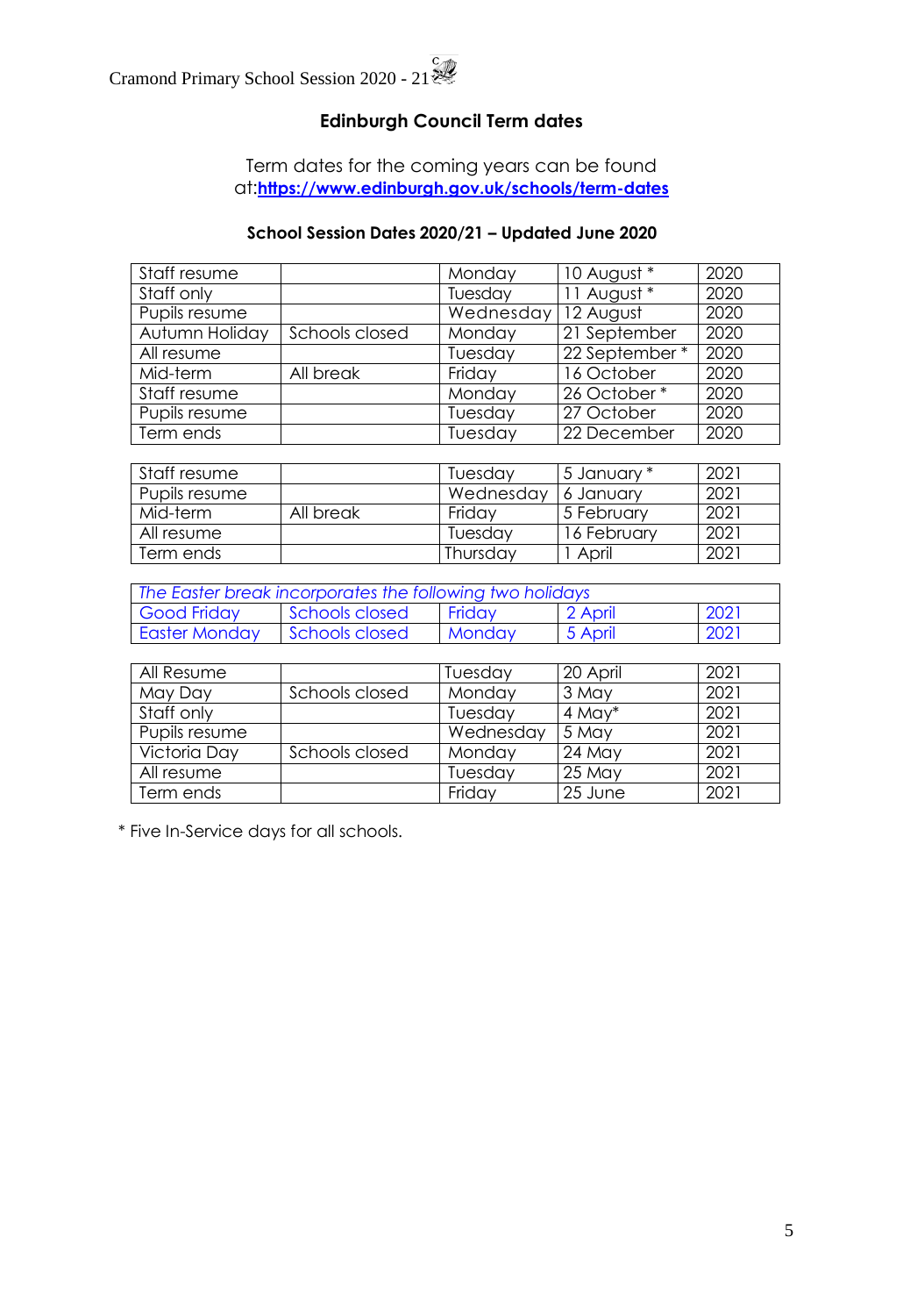## Edinburgh Council Term dates

Term dates for the coming years can be found at:[https://www.edinburgh.gov.uk/schools/term-dates](https://www.edinburgh.gov.uk/schools/term-dates)

### School Session Dates 2020/21 – Updated June 2020

| | | | | |
|---|---|---|---|---|
| Staff resume | | Monday | 10 August * | 2020 |
| Staff only | | Tuesday | 11 August * | 2020 |
| Pupils resume | | Wednesday | 12 August | 2020 |
| Autumn Holiday | Schools closed | Monday | 21 September | 2020 |
| All resume | | Tuesday | 22 September * | 2020 |
| Mid-term | All break | Friday | 16 October | 2020 |
| Staff resume | | Monday | 26 October * | 2020 |
| Pupils resume | | Tuesday | 27 October | 2020 |
| Term ends | | Tuesday | 22 December | 2020 |

| | | | | |
|---|---|---|---|---|
| Staff resume | | Tuesday | 5 January * | 2021 |
| Pupils resume | | Wednesday | 6 January | 2021 |
| Mid-term | All break | Friday | 5 February | 2021 |
| All resume | | Tuesday | 16 February | 2021 |
| Term ends | | Thursday | 1 April | 2021 |

| *The Easter break incorporates the following two holidays* | | | | |
|---|---|---|---|---|
| Good Friday | Schools closed | Friday | 2 April | 2021 |
| Easter Monday | Schools closed | Monday | 5 April | 2021 |

| | | | | |
|---|---|---|---|---|
| All Resume | | Tuesday | 20 April | 2021 |
| May Day | Schools closed | Monday | 3 May | 2021 |
| Staff only | | Tuesday | 4 May* | 2021 |
| Pupils resume | | Wednesday | 5 May | 2021 |
| Victoria Day | Schools closed | Monday | 24 May | 2021 |
| All resume | | Tuesday | 25 May | 2021 |
| Term ends | | Friday | 25 June | 2021 |

* Five In-Service days for all schools.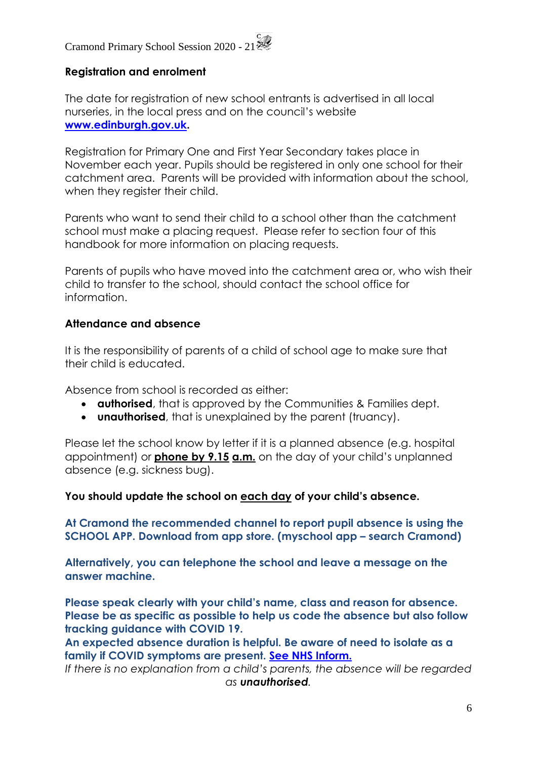## Registration and enrolment

The date for registration of new school entrants is advertised in all local nurseries, in the local press and on the council's website **[www.edinburgh.gov.uk](http://www.edinburgh.gov.uk)**.

Registration for Primary One and First Year Secondary takes place in November each year. Pupils should be registered in only one school for their catchment area. Parents will be provided with information about the school, when they register their child.

Parents who want to send their child to a school other than the catchment school must make a placing request. Please refer to section four of this handbook for more information on placing requests.

Parents of pupils who have moved into the catchment area or, who wish their child to transfer to the school, should contact the school office for information.

## Attendance and absence

It is the responsibility of parents of a child of school age to make sure that their child is educated.

Absence from school is recorded as either:

- **authorised**, that is approved by the Communities & Families dept.
- **unauthorised**, that is unexplained by the parent (truancy).

Please let the school know by letter if it is a planned absence (e.g. hospital appointment) or **phone by 9.15 a.m.** on the day of your child's unplanned absence (e.g. sickness bug).

**You should update the school on each day of your child's absence.**

**At Cramond the recommended channel to report pupil absence is using the SCHOOL APP. Download from app store. (myschool app – search Cramond)**

**Alternatively, you can telephone the school and leave a message on the answer machine.**

**Please speak clearly with your child's name, class and reason for absence. Please be as specific as possible to help us code the absence but also follow tracking guidance with COVID 19.**
**An expected absence duration is helpful. Be aware of need to isolate as a family if COVID symptoms are present. See NHS Inform.**

*If there is no explanation from a child's parents, the absence will be regarded as **unauthorised**.*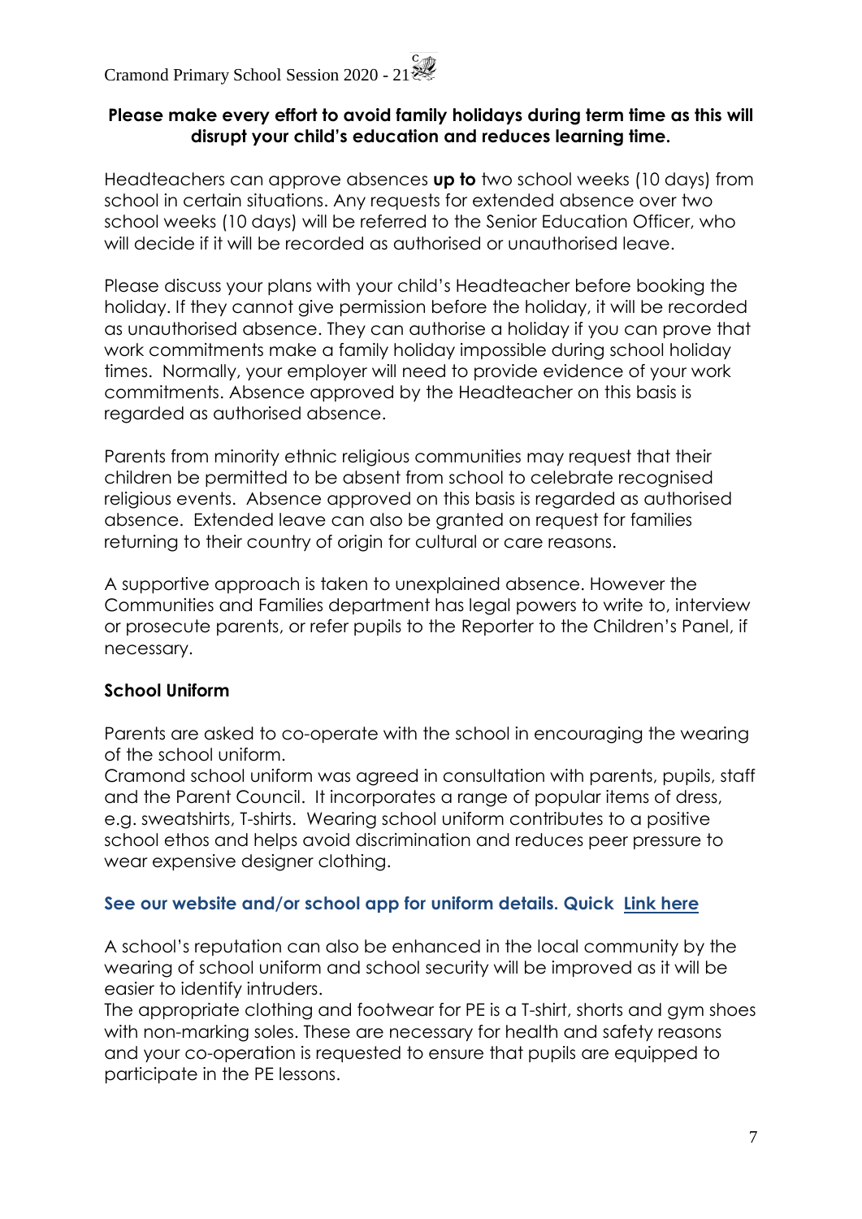**Please make every effort to avoid family holidays during term time as this will disrupt your child's education and reduces learning time.**

Headteachers can approve absences **up to** two school weeks (10 days) from school in certain situations. Any requests for extended absence over two school weeks (10 days) will be referred to the Senior Education Officer, who will decide if it will be recorded as authorised or unauthorised leave.

Please discuss your plans with your child's Headteacher before booking the holiday. If they cannot give permission before the holiday, it will be recorded as unauthorised absence. They can authorise a holiday if you can prove that work commitments make a family holiday impossible during school holiday times. Normally, your employer will need to provide evidence of your work commitments. Absence approved by the Headteacher on this basis is regarded as authorised absence.

Parents from minority ethnic religious communities may request that their children be permitted to be absent from school to celebrate recognised religious events. Absence approved on this basis is regarded as authorised absence. Extended leave can also be granted on request for families returning to their country of origin for cultural or care reasons.

A supportive approach is taken to unexplained absence. However the Communities and Families department has legal powers to write to, interview or prosecute parents, or refer pupils to the Reporter to the Children's Panel, if necessary.

**School Uniform**

Parents are asked to co-operate with the school in encouraging the wearing of the school uniform.
Cramond school uniform was agreed in consultation with parents, pupils, staff and the Parent Council. It incorporates a range of popular items of dress, e.g. sweatshirts, T-shirts. Wearing school uniform contributes to a positive school ethos and helps avoid discrimination and reduces peer pressure to wear expensive designer clothing.

**See our website and/or school app for uniform details. Quick Link here**

A school's reputation can also be enhanced in the local community by the wearing of school uniform and school security will be improved as it will be easier to identify intruders.
The appropriate clothing and footwear for PE is a T-shirt, shorts and gym shoes with non-marking soles. These are necessary for health and safety reasons and your co-operation is requested to ensure that pupils are equipped to participate in the PE lessons.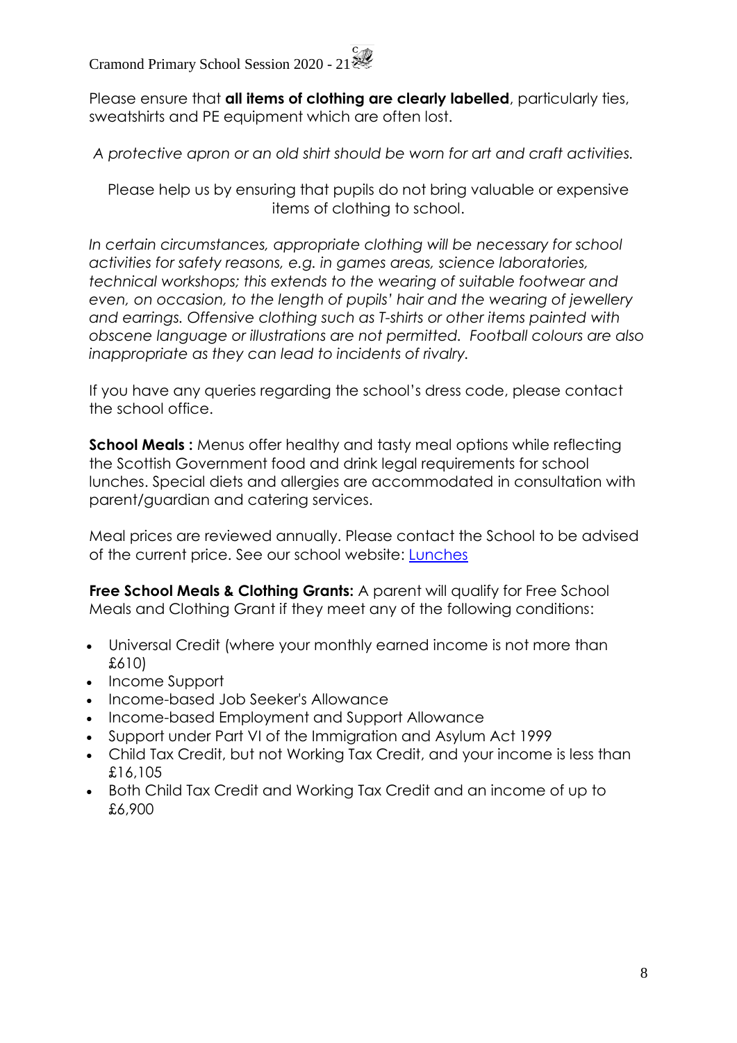Please ensure that **all items of clothing are clearly labelled**, particularly ties, sweatshirts and PE equipment which are often lost.

*A protective apron or an old shirt should be worn for art and craft activities.*

Please help us by ensuring that pupils do not bring valuable or expensive items of clothing to school.

*In certain circumstances, appropriate clothing will be necessary for school activities for safety reasons, e.g. in games areas, science laboratories, technical workshops; this extends to the wearing of suitable footwear and even, on occasion, to the length of pupils' hair and the wearing of jewellery and earrings. Offensive clothing such as T-shirts or other items painted with obscene language or illustrations are not permitted. Football colours are also inappropriate as they can lead to incidents of rivalry.*

If you have any queries regarding the school's dress code, please contact the school office.

**School Meals :** Menus offer healthy and tasty meal options while reflecting the Scottish Government food and drink legal requirements for school lunches. Special diets and allergies are accommodated in consultation with parent/guardian and catering services.

Meal prices are reviewed annually. Please contact the School to be advised of the current price. See our school website: [Lunches]

**Free School Meals & Clothing Grants:** A parent will qualify for Free School Meals and Clothing Grant if they meet any of the following conditions:

- Universal Credit (where your monthly earned income is not more than £610)
- Income Support
- Income-based Job Seeker's Allowance
- Income-based Employment and Support Allowance
- Support under Part VI of the Immigration and Asylum Act 1999
- Child Tax Credit, but not Working Tax Credit, and your income is less than £16,105
- Both Child Tax Credit and Working Tax Credit and an income of up to £6,900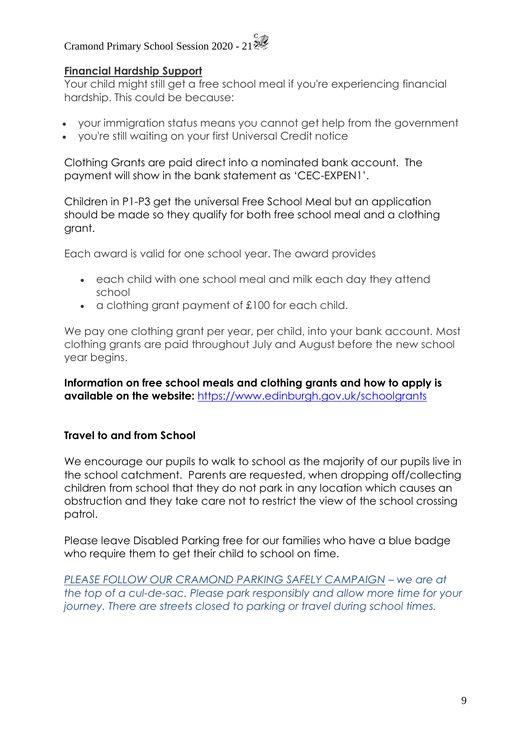## Financial Hardship Support

Your child might still get a free school meal if you're experiencing financial hardship. This could be because:

- your immigration status means you cannot get help from the government
- you're still waiting on your first Universal Credit notice

Clothing Grants are paid direct into a nominated bank account. The payment will show in the bank statement as 'CEC-EXPEN1'.

Children in P1-P3 get the universal Free School Meal but an application should be made so they qualify for both free school meal and a clothing grant.

Each award is valid for one school year. The award provides

- each child with one school meal and milk each day they attend school
- a clothing grant payment of £100 for each child.

We pay one clothing grant per year, per child, into your bank account. Most clothing grants are paid throughout July and August before the new school year begins.

**Information on free school meals and clothing grants and how to apply is available on the website:** https://www.edinburgh.gov.uk/schoolgrants

### Travel to and from School

We encourage our pupils to walk to school as the majority of our pupils live in the school catchment. Parents are requested, when dropping off/collecting children from school that they do not park in any location which causes an obstruction and they take care not to restrict the view of the school crossing patrol.

Please leave Disabled Parking free for our families who have a blue badge who require them to get their child to school on time.

*PLEASE FOLLOW OUR CRAMOND PARKING SAFELY CAMPAIGN – we are at the top of a cul-de-sac. Please park responsibly and allow more time for your journey. There are streets closed to parking or travel during school times.*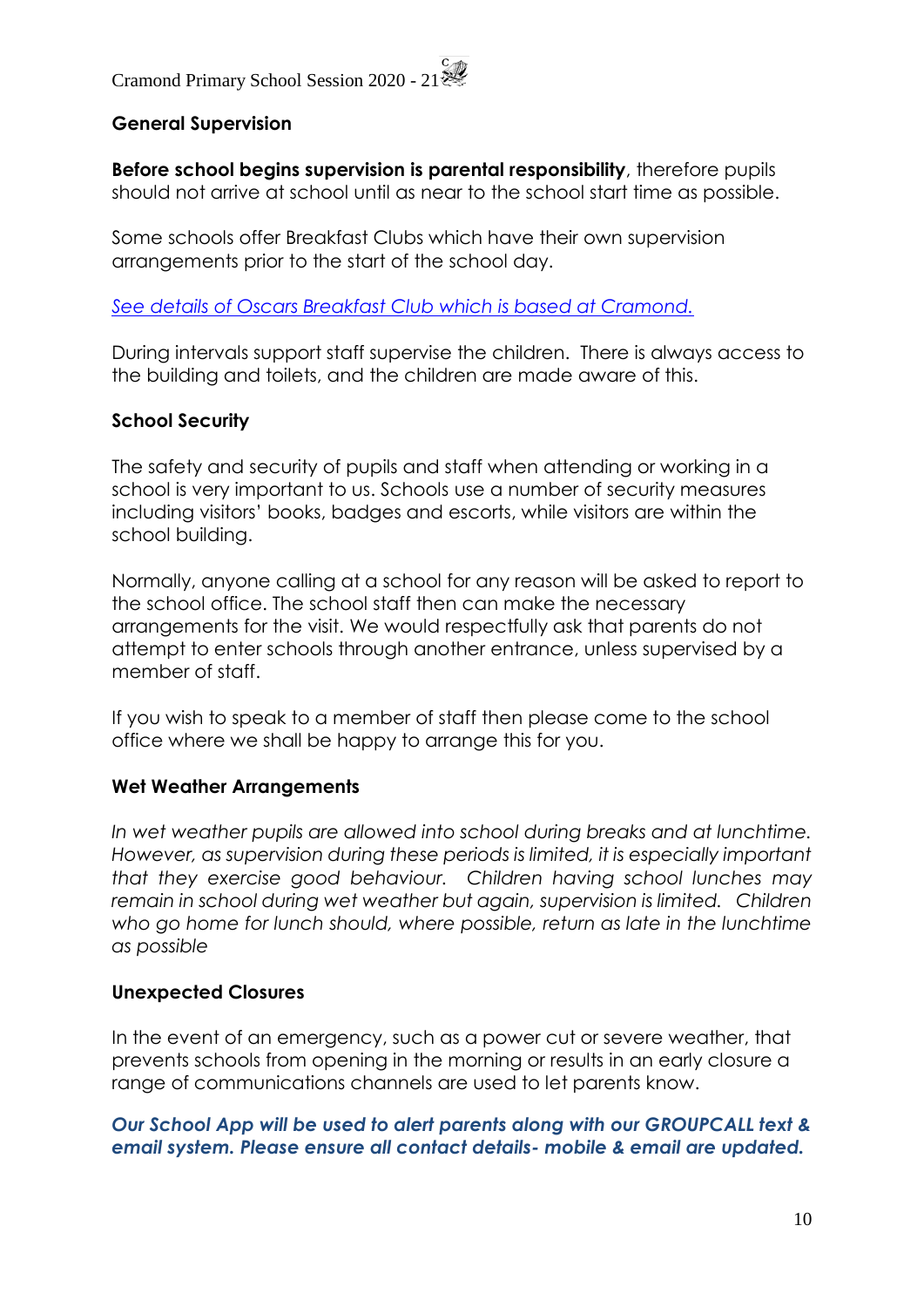### General Supervision

**Before school begins supervision is parental responsibility**, therefore pupils should not arrive at school until as near to the school start time as possible.

Some schools offer Breakfast Clubs which have their own supervision arrangements prior to the start of the school day.

*See details of Oscars Breakfast Club which is based at Cramond.*

During intervals support staff supervise the children. There is always access to the building and toilets, and the children are made aware of this.

### School Security

The safety and security of pupils and staff when attending or working in a school is very important to us. Schools use a number of security measures including visitors' books, badges and escorts, while visitors are within the school building.

Normally, anyone calling at a school for any reason will be asked to report to the school office. The school staff then can make the necessary arrangements for the visit. We would respectfully ask that parents do not attempt to enter schools through another entrance, unless supervised by a member of staff.

If you wish to speak to a member of staff then please come to the school office where we shall be happy to arrange this for you.

### Wet Weather Arrangements

*In wet weather pupils are allowed into school during breaks and at lunchtime. However, as supervision during these periods is limited, it is especially important that they exercise good behaviour. Children having school lunches may remain in school during wet weather but again, supervision is limited. Children who go home for lunch should, where possible, return as late in the lunchtime as possible*

### Unexpected Closures

In the event of an emergency, such as a power cut or severe weather, that prevents schools from opening in the morning or results in an early closure a range of communications channels are used to let parents know.

***Our School App will be used to alert parents along with our GROUPCALL text & email system. Please ensure all contact details- mobile & email are updated.***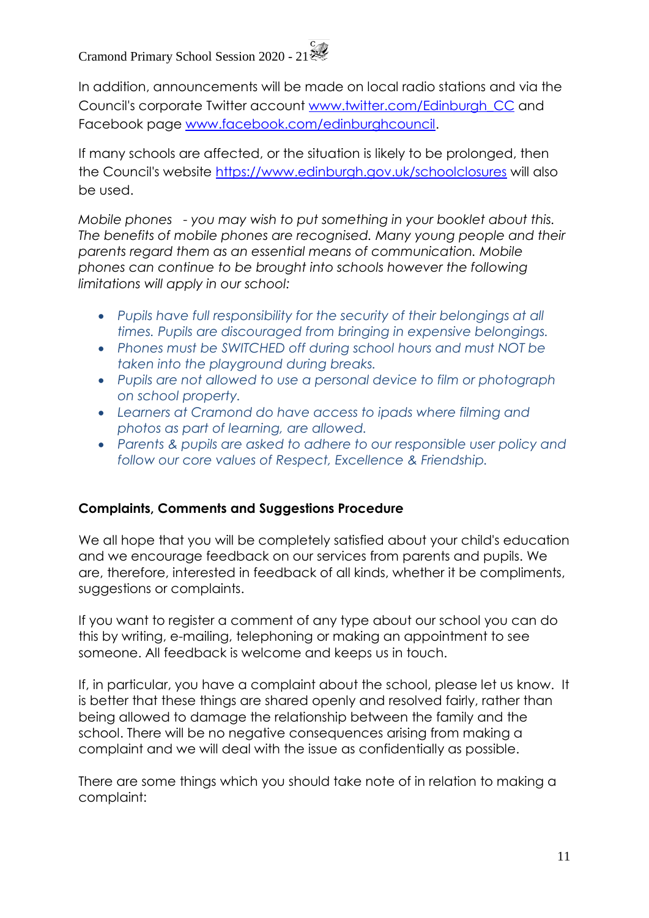In addition, announcements will be made on local radio stations and via the Council's corporate Twitter account [www.twitter.com/Edinburgh_CC](www.twitter.com/Edinburgh_CC) and Facebook page [www.facebook.com/edinburghcouncil](www.facebook.com/edinburghcouncil).

If many schools are affected, or the situation is likely to be prolonged, then the Council's website [https://www.edinburgh.gov.uk/schoolclosures](https://www.edinburgh.gov.uk/schoolclosures) will also be used.

*Mobile phones - you may wish to put something in your booklet about this. The benefits of mobile phones are recognised. Many young people and their parents regard them as an essential means of communication. Mobile phones can continue to be brought into schools however the following limitations will apply in our school:*

- *Pupils have full responsibility for the security of their belongings at all times. Pupils are discouraged from bringing in expensive belongings.*
- *Phones must be SWITCHED off during school hours and must NOT be taken into the playground during breaks.*
- *Pupils are not allowed to use a personal device to film or photograph on school property.*
- *Learners at Cramond do have access to ipads where filming and photos as part of learning, are allowed.*
- *Parents & pupils are asked to adhere to our responsible user policy and follow our core values of Respect, Excellence & Friendship.*

**Complaints, Comments and Suggestions Procedure**

We all hope that you will be completely satisfied about your child's education and we encourage feedback on our services from parents and pupils. We are, therefore, interested in feedback of all kinds, whether it be compliments, suggestions or complaints.

If you want to register a comment of any type about our school you can do this by writing, e-mailing, telephoning or making an appointment to see someone. All feedback is welcome and keeps us in touch.

If, in particular, you have a complaint about the school, please let us know. It is better that these things are shared openly and resolved fairly, rather than being allowed to damage the relationship between the family and the school. There will be no negative consequences arising from making a complaint and we will deal with the issue as confidentially as possible.

There are some things which you should take note of in relation to making a complaint: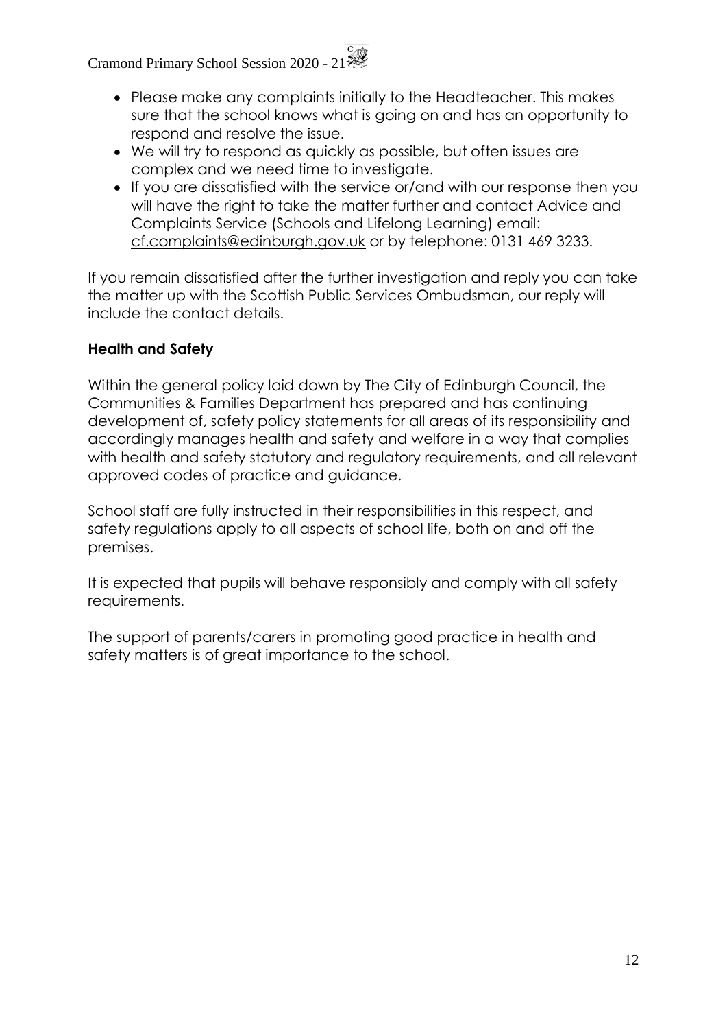- Please make any complaints initially to the Headteacher. This makes sure that the school knows what is going on and has an opportunity to respond and resolve the issue.
- We will try to respond as quickly as possible, but often issues are complex and we need time to investigate.
- If you are dissatisfied with the service or/and with our response then you will have the right to take the matter further and contact Advice and Complaints Service (Schools and Lifelong Learning) email: cf.complaints@edinburgh.gov.uk or by telephone: 0131 469 3233.

If you remain dissatisfied after the further investigation and reply you can take the matter up with the Scottish Public Services Ombudsman, our reply will include the contact details.

**Health and Safety**

Within the general policy laid down by The City of Edinburgh Council, the Communities & Families Department has prepared and has continuing development of, safety policy statements for all areas of its responsibility and accordingly manages health and safety and welfare in a way that complies with health and safety statutory and regulatory requirements, and all relevant approved codes of practice and guidance.

School staff are fully instructed in their responsibilities in this respect, and safety regulations apply to all aspects of school life, both on and off the premises.

It is expected that pupils will behave responsibly and comply with all safety requirements.

The support of parents/carers in promoting good practice in health and safety matters is of great importance to the school.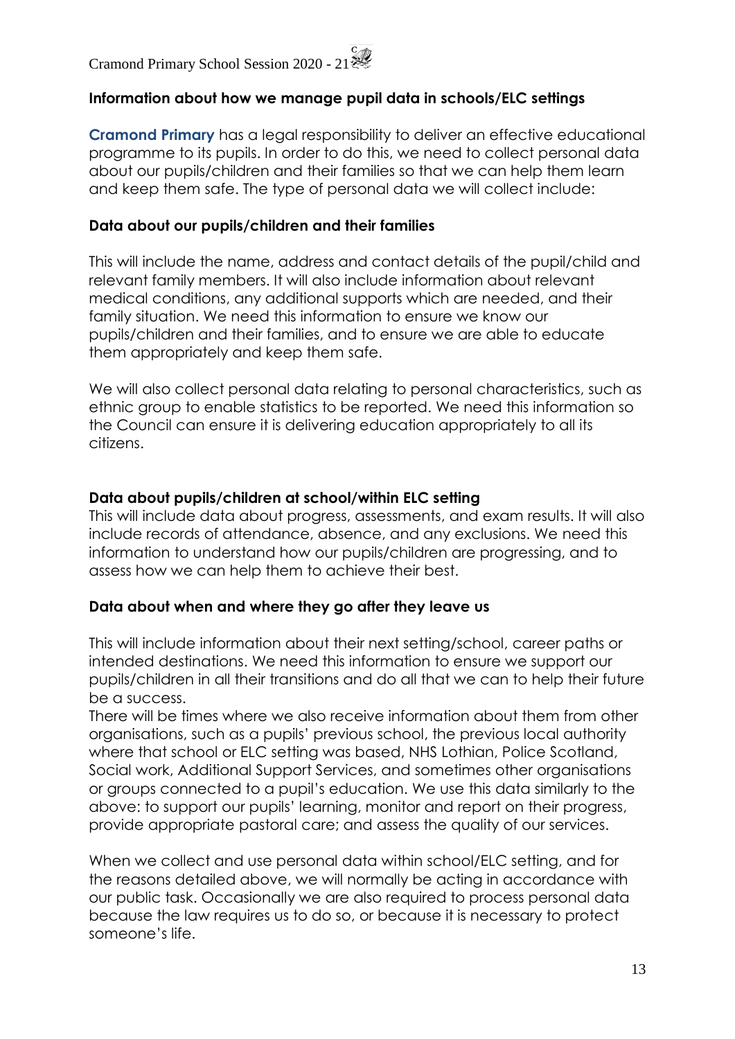## Information about how we manage pupil data in schools/ELC settings

**Cramond Primary** has a legal responsibility to deliver an effective educational programme to its pupils. In order to do this, we need to collect personal data about our pupils/children and their families so that we can help them learn and keep them safe. The type of personal data we will collect include:

### Data about our pupils/children and their families

This will include the name, address and contact details of the pupil/child and relevant family members. It will also include information about relevant medical conditions, any additional supports which are needed, and their family situation. We need this information to ensure we know our pupils/children and their families, and to ensure we are able to educate them appropriately and keep them safe.

We will also collect personal data relating to personal characteristics, such as ethnic group to enable statistics to be reported. We need this information so the Council can ensure it is delivering education appropriately to all its citizens.

### Data about pupils/children at school/within ELC setting

This will include data about progress, assessments, and exam results. It will also include records of attendance, absence, and any exclusions. We need this information to understand how our pupils/children are progressing, and to assess how we can help them to achieve their best.

### Data about when and where they go after they leave us

This will include information about their next setting/school, career paths or intended destinations. We need this information to ensure we support our pupils/children in all their transitions and do all that we can to help their future be a success.

There will be times where we also receive information about them from other organisations, such as a pupils' previous school, the previous local authority where that school or ELC setting was based, NHS Lothian, Police Scotland, Social work, Additional Support Services, and sometimes other organisations or groups connected to a pupil's education. We use this data similarly to the above: to support our pupils' learning, monitor and report on their progress, provide appropriate pastoral care; and assess the quality of our services.

When we collect and use personal data within school/ELC setting, and for the reasons detailed above, we will normally be acting in accordance with our public task. Occasionally we are also required to process personal data because the law requires us to do so, or because it is necessary to protect someone's life.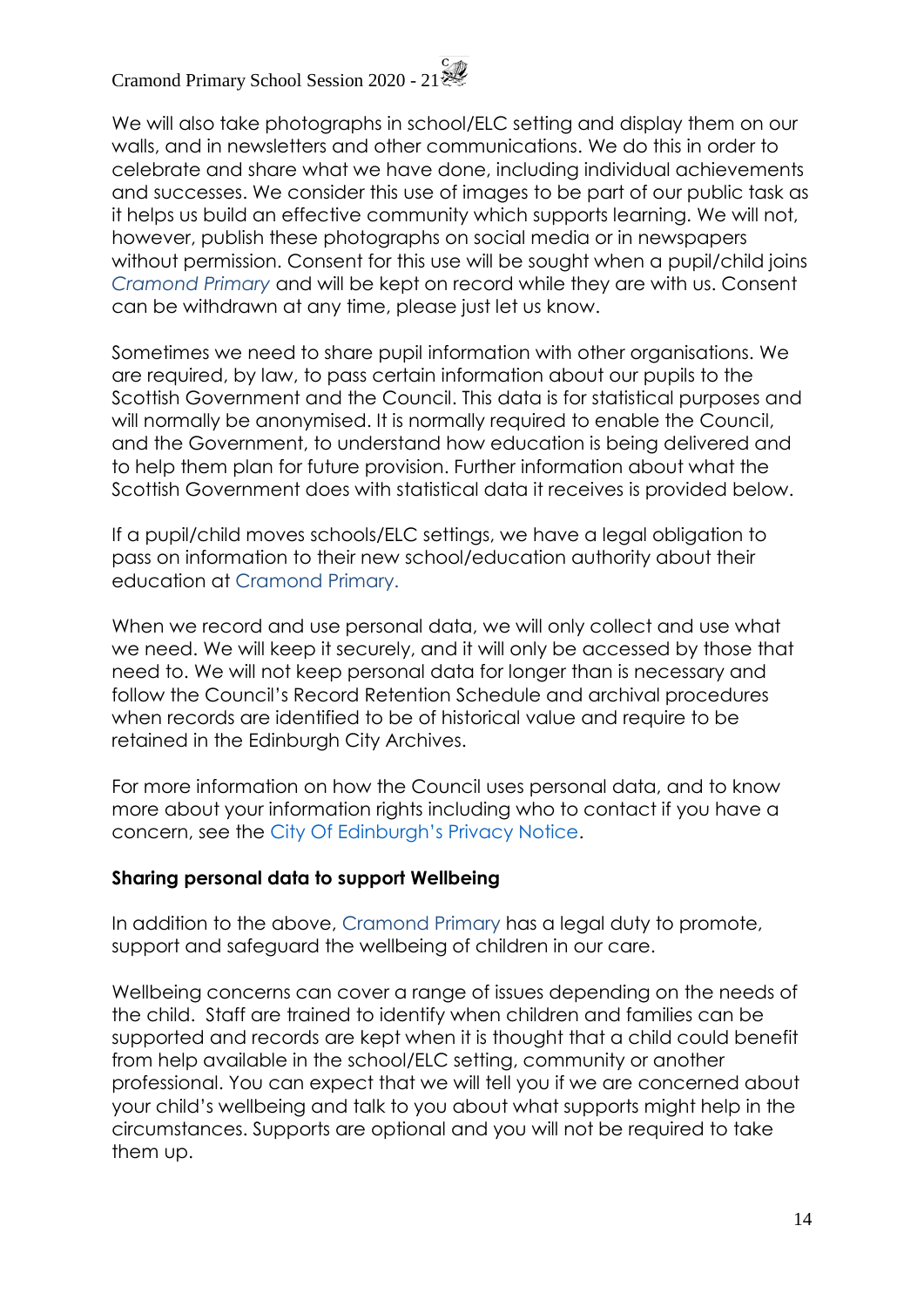We will also take photographs in school/ELC setting and display them on our walls, and in newsletters and other communications. We do this in order to celebrate and share what we have done, including individual achievements and successes. We consider this use of images to be part of our public task as it helps us build an effective community which supports learning. We will not, however, publish these photographs on social media or in newspapers without permission. Consent for this use will be sought when a pupil/child joins *Cramond Primary* and will be kept on record while they are with us. Consent can be withdrawn at any time, please just let us know.

Sometimes we need to share pupil information with other organisations. We are required, by law, to pass certain information about our pupils to the Scottish Government and the Council. This data is for statistical purposes and will normally be anonymised. It is normally required to enable the Council, and the Government, to understand how education is being delivered and to help them plan for future provision. Further information about what the Scottish Government does with statistical data it receives is provided below.

If a pupil/child moves schools/ELC settings, we have a legal obligation to pass on information to their new school/education authority about their education at Cramond Primary.

When we record and use personal data, we will only collect and use what we need. We will keep it securely, and it will only be accessed by those that need to. We will not keep personal data for longer than is necessary and follow the Council's Record Retention Schedule and archival procedures when records are identified to be of historical value and require to be retained in the Edinburgh City Archives.

For more information on how the Council uses personal data, and to know more about your information rights including who to contact if you have a concern, see the City Of Edinburgh's Privacy Notice.

**Sharing personal data to support Wellbeing**

In addition to the above, Cramond Primary has a legal duty to promote, support and safeguard the wellbeing of children in our care.

Wellbeing concerns can cover a range of issues depending on the needs of the child. Staff are trained to identify when children and families can be supported and records are kept when it is thought that a child could benefit from help available in the school/ELC setting, community or another professional. You can expect that we will tell you if we are concerned about your child's wellbeing and talk to you about what supports might help in the circumstances. Supports are optional and you will not be required to take them up.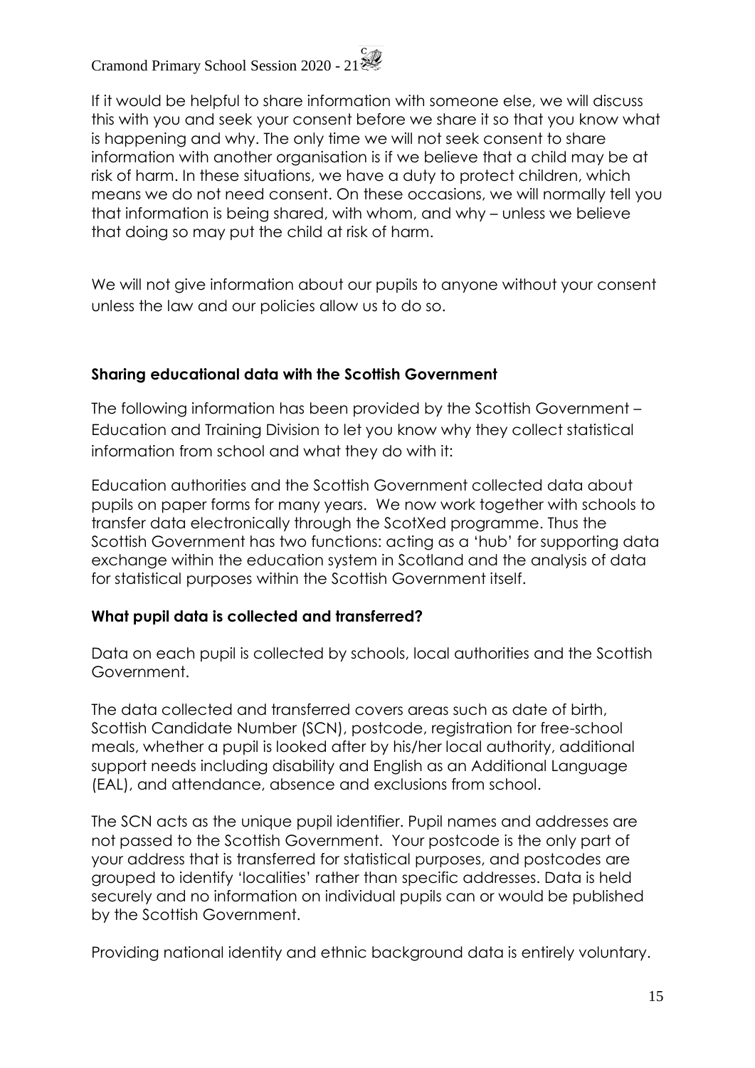If it would be helpful to share information with someone else, we will discuss this with you and seek your consent before we share it so that you know what is happening and why. The only time we will not seek consent to share information with another organisation is if we believe that a child may be at risk of harm. In these situations, we have a duty to protect children, which means we do not need consent. On these occasions, we will normally tell you that information is being shared, with whom, and why – unless we believe that doing so may put the child at risk of harm.

We will not give information about our pupils to anyone without your consent unless the law and our policies allow us to do so.

**Sharing educational data with the Scottish Government**

The following information has been provided by the Scottish Government – Education and Training Division to let you know why they collect statistical information from school and what they do with it:

Education authorities and the Scottish Government collected data about pupils on paper forms for many years. We now work together with schools to transfer data electronically through the ScotXed programme. Thus the Scottish Government has two functions: acting as a 'hub' for supporting data exchange within the education system in Scotland and the analysis of data for statistical purposes within the Scottish Government itself.

**What pupil data is collected and transferred?**

Data on each pupil is collected by schools, local authorities and the Scottish Government.

The data collected and transferred covers areas such as date of birth, Scottish Candidate Number (SCN), postcode, registration for free-school meals, whether a pupil is looked after by his/her local authority, additional support needs including disability and English as an Additional Language (EAL), and attendance, absence and exclusions from school.

The SCN acts as the unique pupil identifier. Pupil names and addresses are not passed to the Scottish Government. Your postcode is the only part of your address that is transferred for statistical purposes, and postcodes are grouped to identify 'localities' rather than specific addresses. Data is held securely and no information on individual pupils can or would be published by the Scottish Government.

Providing national identity and ethnic background data is entirely voluntary.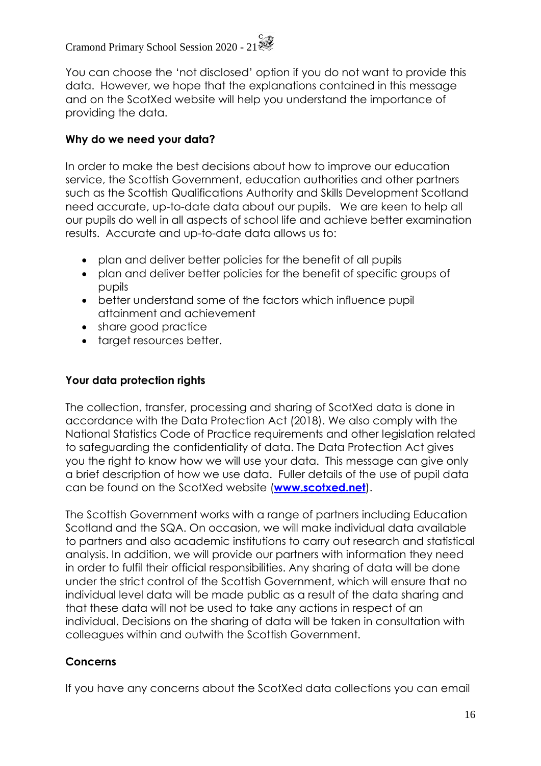You can choose the 'not disclosed' option if you do not want to provide this data. However, we hope that the explanations contained in this message and on the ScotXed website will help you understand the importance of providing the data.

**Why do we need your data?**

In order to make the best decisions about how to improve our education service, the Scottish Government, education authorities and other partners such as the Scottish Qualifications Authority and Skills Development Scotland need accurate, up-to-date data about our pupils. We are keen to help all our pupils do well in all aspects of school life and achieve better examination results. Accurate and up-to-date data allows us to:

- plan and deliver better policies for the benefit of all pupils
- plan and deliver better policies for the benefit of specific groups of pupils
- better understand some of the factors which influence pupil attainment and achievement
- share good practice
- target resources better.

**Your data protection rights**

The collection, transfer, processing and sharing of ScotXed data is done in accordance with the Data Protection Act (2018). We also comply with the National Statistics Code of Practice requirements and other legislation related to safeguarding the confidentiality of data. The Data Protection Act gives you the right to know how we will use your data. This message can give only a brief description of how we use data. Fuller details of the use of pupil data can be found on the ScotXed website (**www.scotxed.net**).

The Scottish Government works with a range of partners including Education Scotland and the SQA. On occasion, we will make individual data available to partners and also academic institutions to carry out research and statistical analysis. In addition, we will provide our partners with information they need in order to fulfil their official responsibilities. Any sharing of data will be done under the strict control of the Scottish Government, which will ensure that no individual level data will be made public as a result of the data sharing and that these data will not be used to take any actions in respect of an individual. Decisions on the sharing of data will be taken in consultation with colleagues within and outwith the Scottish Government.

**Concerns**

If you have any concerns about the ScotXed data collections you can email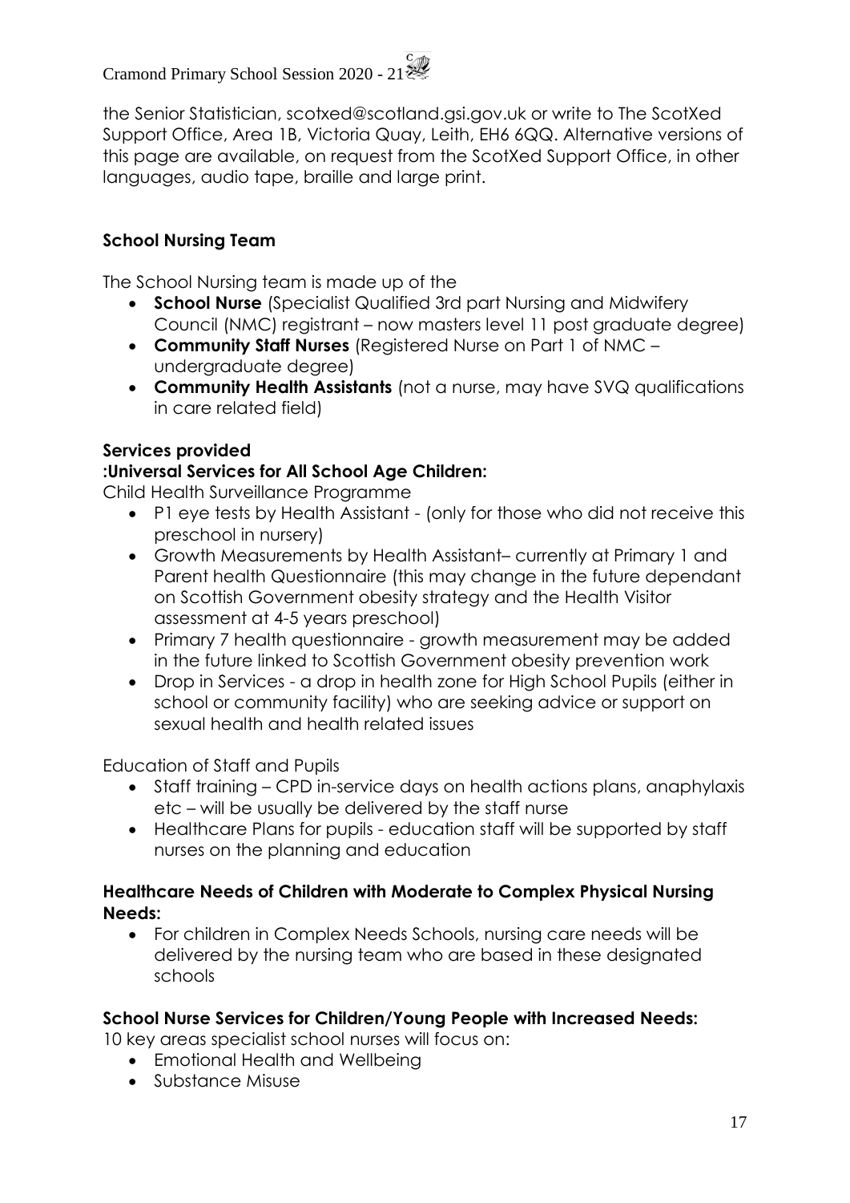the Senior Statistician, scotxed@scotland.gsi.gov.uk or write to The ScotXed Support Office, Area 1B, Victoria Quay, Leith, EH6 6QQ. Alternative versions of this page are available, on request from the ScotXed Support Office, in other languages, audio tape, braille and large print.

**School Nursing Team**

The School Nursing team is made up of the

- **School Nurse** (Specialist Qualified 3rd part Nursing and Midwifery Council (NMC) registrant – now masters level 11 post graduate degree)
- **Community Staff Nurses** (Registered Nurse on Part 1 of NMC – undergraduate degree)
- **Community Health Assistants** (not a nurse, may have SVQ qualifications in care related field)

**Services provided**
**:Universal Services for All School Age Children:**
Child Health Surveillance Programme

- P1 eye tests by Health Assistant - (only for those who did not receive this preschool in nursery)
- Growth Measurements by Health Assistant– currently at Primary 1 and Parent health Questionnaire (this may change in the future dependant on Scottish Government obesity strategy and the Health Visitor assessment at 4-5 years preschool)
- Primary 7 health questionnaire - growth measurement may be added in the future linked to Scottish Government obesity prevention work
- Drop in Services - a drop in health zone for High School Pupils (either in school or community facility) who are seeking advice or support on sexual health and health related issues

Education of Staff and Pupils

- Staff training – CPD in-service days on health actions plans, anaphylaxis etc – will be usually be delivered by the staff nurse
- Healthcare Plans for pupils - education staff will be supported by staff nurses on the planning and education

**Healthcare Needs of Children with Moderate to Complex Physical Nursing Needs:**

- For children in Complex Needs Schools, nursing care needs will be delivered by the nursing team who are based in these designated schools

**School Nurse Services for Children/Young People with Increased Needs:**
10 key areas specialist school nurses will focus on:

- Emotional Health and Wellbeing
- Substance Misuse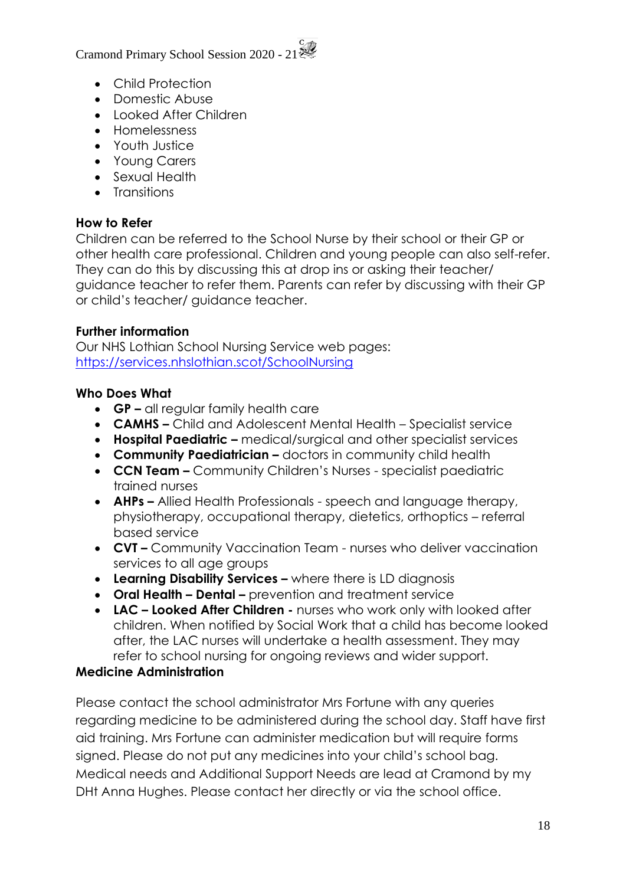- Child Protection
- Domestic Abuse
- Looked After Children
- Homelessness
- Youth Justice
- Young Carers
- Sexual Health
- Transitions

**How to Refer**

Children can be referred to the School Nurse by their school or their GP or other health care professional. Children and young people can also self-refer. They can do this by discussing this at drop ins or asking their teacher/ guidance teacher to refer them. Parents can refer by discussing with their GP or child's teacher/ guidance teacher.

**Further information**

Our NHS Lothian School Nursing Service web pages:
https://services.nhslothian.scot/SchoolNursing

**Who Does What**

- **GP –** all regular family health care
- **CAMHS –** Child and Adolescent Mental Health – Specialist service
- **Hospital Paediatric –** medical/surgical and other specialist services
- **Community Paediatrician –** doctors in community child health
- **CCN Team –** Community Children's Nurses - specialist paediatric trained nurses
- **AHPs –** Allied Health Professionals - speech and language therapy, physiotherapy, occupational therapy, dietetics, orthoptics – referral based service
- **CVT –** Community Vaccination Team - nurses who deliver vaccination services to all age groups
- **Learning Disability Services –** where there is LD diagnosis
- **Oral Health – Dental –** prevention and treatment service
- **LAC – Looked After Children -** nurses who work only with looked after children. When notified by Social Work that a child has become looked after, the LAC nurses will undertake a health assessment. They may refer to school nursing for ongoing reviews and wider support.

**Medicine Administration**

Please contact the school administrator Mrs Fortune with any queries regarding medicine to be administered during the school day. Staff have first aid training. Mrs Fortune can administer medication but will require forms signed. Please do not put any medicines into your child's school bag. Medical needs and Additional Support Needs are lead at Cramond by my DHt Anna Hughes. Please contact her directly or via the school office.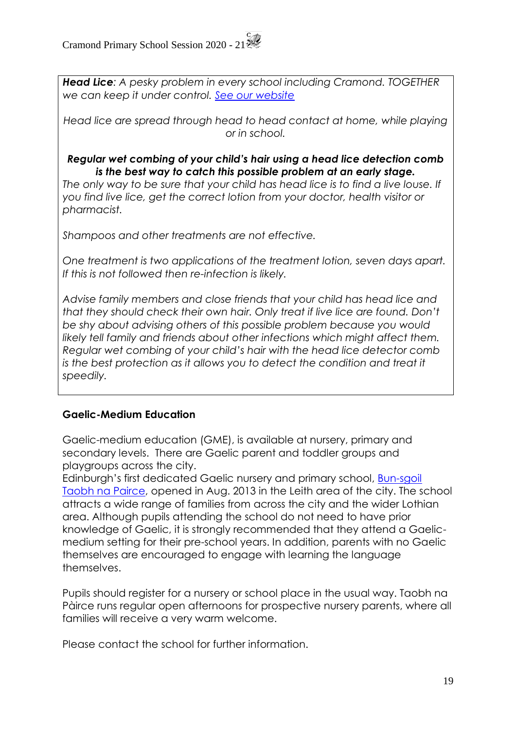***Head Lice**: A pesky problem in every school including Cramond. TOGETHER we can keep it under control. [See our website](#)*

*Head lice are spread through head to head contact at home, while playing or in school.*

***Regular wet combing of your child's hair using a head lice detection comb is the best way to catch this possible problem at an early stage.***

*The only way to be sure that your child has head lice is to find a live louse. If you find live lice, get the correct lotion from your doctor, health visitor or pharmacist.*

*Shampoos and other treatments are not effective.*

*One treatment is two applications of the treatment lotion, seven days apart. If this is not followed then re-infection is likely.*

*Advise family members and close friends that your child has head lice and that they should check their own hair. Only treat if live lice are found. Don't be shy about advising others of this possible problem because you would likely tell family and friends about other infections which might affect them. Regular wet combing of your child's hair with the head lice detector comb is the best protection as it allows you to detect the condition and treat it speedily.*

## Gaelic-Medium Education

Gaelic-medium education (GME), is available at nursery, primary and secondary levels. There are Gaelic parent and toddler groups and playgroups across the city.

Edinburgh's first dedicated Gaelic nursery and primary school, [Bun-sgoil Taobh na Pairce](#), opened in Aug. 2013 in the Leith area of the city. The school attracts a wide range of families from across the city and the wider Lothian area. Although pupils attending the school do not need to have prior knowledge of Gaelic, it is strongly recommended that they attend a Gaelic-medium setting for their pre-school years. In addition, parents with no Gaelic themselves are encouraged to engage with learning the language themselves.

Pupils should register for a nursery or school place in the usual way. Taobh na Pàirce runs regular open afternoons for prospective nursery parents, where all families will receive a very warm welcome.

Please contact the school for further information.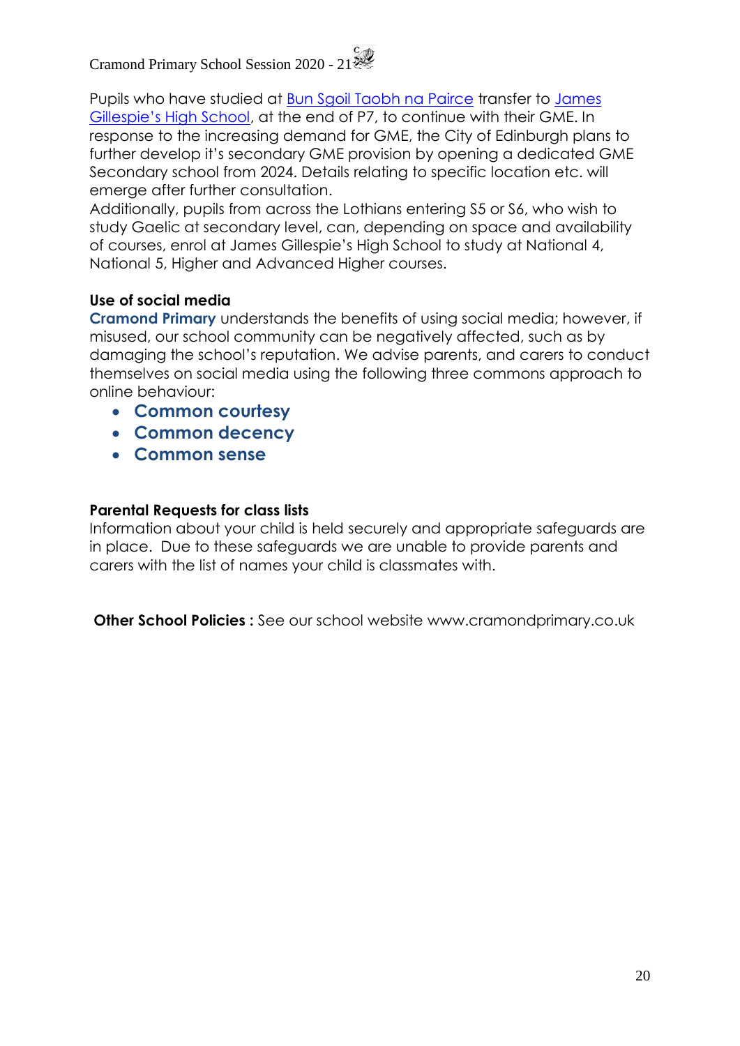Pupils who have studied at Bun Sgoil Taobh na Pairce transfer to James Gillespie's High School, at the end of P7, to continue with their GME. In response to the increasing demand for GME, the City of Edinburgh plans to further develop it's secondary GME provision by opening a dedicated GME Secondary school from 2024. Details relating to specific location etc. will emerge after further consultation.
Additionally, pupils from across the Lothians entering S5 or S6, who wish to study Gaelic at secondary level, can, depending on space and availability of courses, enrol at James Gillespie's High School to study at National 4, National 5, Higher and Advanced Higher courses.

**Use of social media**

**Cramond Primary** understands the benefits of using social media; however, if misused, our school community can be negatively affected, such as by damaging the school's reputation. We advise parents, and carers to conduct themselves on social media using the following three commons approach to online behaviour:

- **Common courtesy**
- **Common decency**
- **Common sense**

**Parental Requests for class lists**

Information about your child is held securely and appropriate safeguards are in place. Due to these safeguards we are unable to provide parents and carers with the list of names your child is classmates with.

**Other School Policies :** See our school website www.cramondprimary.co.uk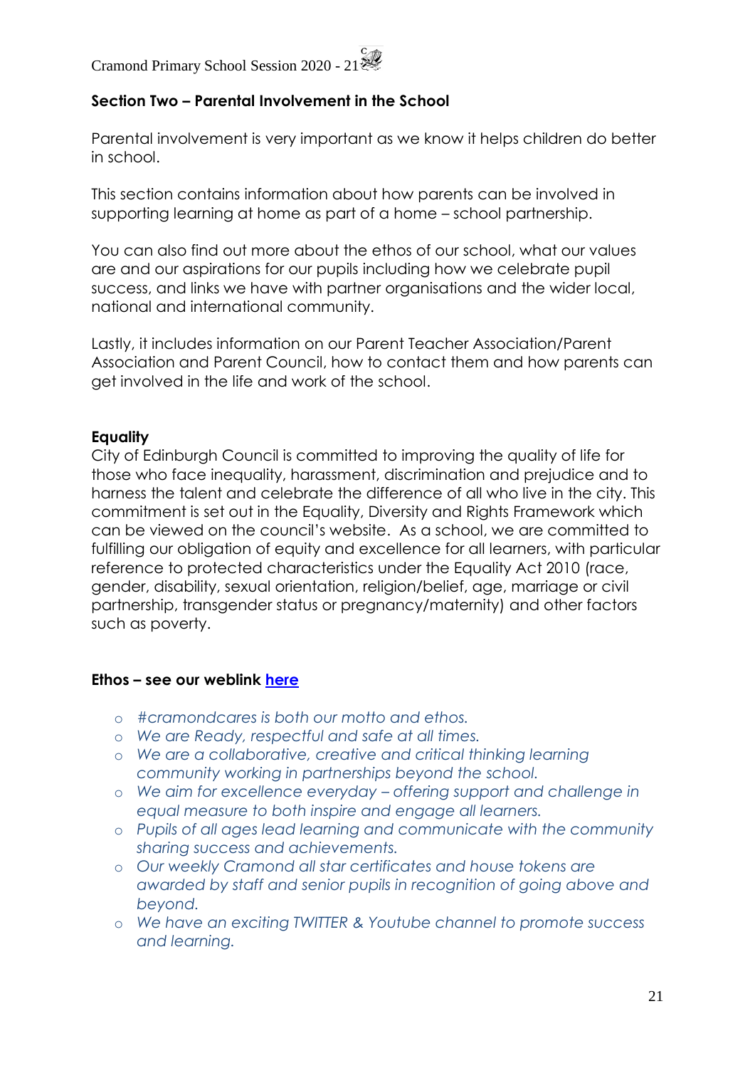## Section Two – Parental Involvement in the School

Parental involvement is very important as we know it helps children do better in school.

This section contains information about how parents can be involved in supporting learning at home as part of a home – school partnership.

You can also find out more about the ethos of our school, what our values are and our aspirations for our pupils including how we celebrate pupil success, and links we have with partner organisations and the wider local, national and international community.

Lastly, it includes information on our Parent Teacher Association/Parent Association and Parent Council, how to contact them and how parents can get involved in the life and work of the school.

### Equality

City of Edinburgh Council is committed to improving the quality of life for those who face inequality, harassment, discrimination and prejudice and to harness the talent and celebrate the difference of all who live in the city. This commitment is set out in the Equality, Diversity and Rights Framework which can be viewed on the council's website. As a school, we are committed to fulfilling our obligation of equity and excellence for all learners, with particular reference to protected characteristics under the Equality Act 2010 (race, gender, disability, sexual orientation, religion/belief, age, marriage or civil partnership, transgender status or pregnancy/maternity) and other factors such as poverty.

### Ethos – see our weblink [here]

- *#cramondcares is both our motto and ethos.*
- *We are Ready, respectful and safe at all times.*
- *We are a collaborative, creative and critical thinking learning community working in partnerships beyond the school.*
- *We aim for excellence everyday – offering support and challenge in equal measure to both inspire and engage all learners.*
- *Pupils of all ages lead learning and communicate with the community sharing success and achievements.*
- *Our weekly Cramond all star certificates and house tokens are awarded by staff and senior pupils in recognition of going above and beyond.*
- *We have an exciting TWITTER & Youtube channel to promote success and learning.*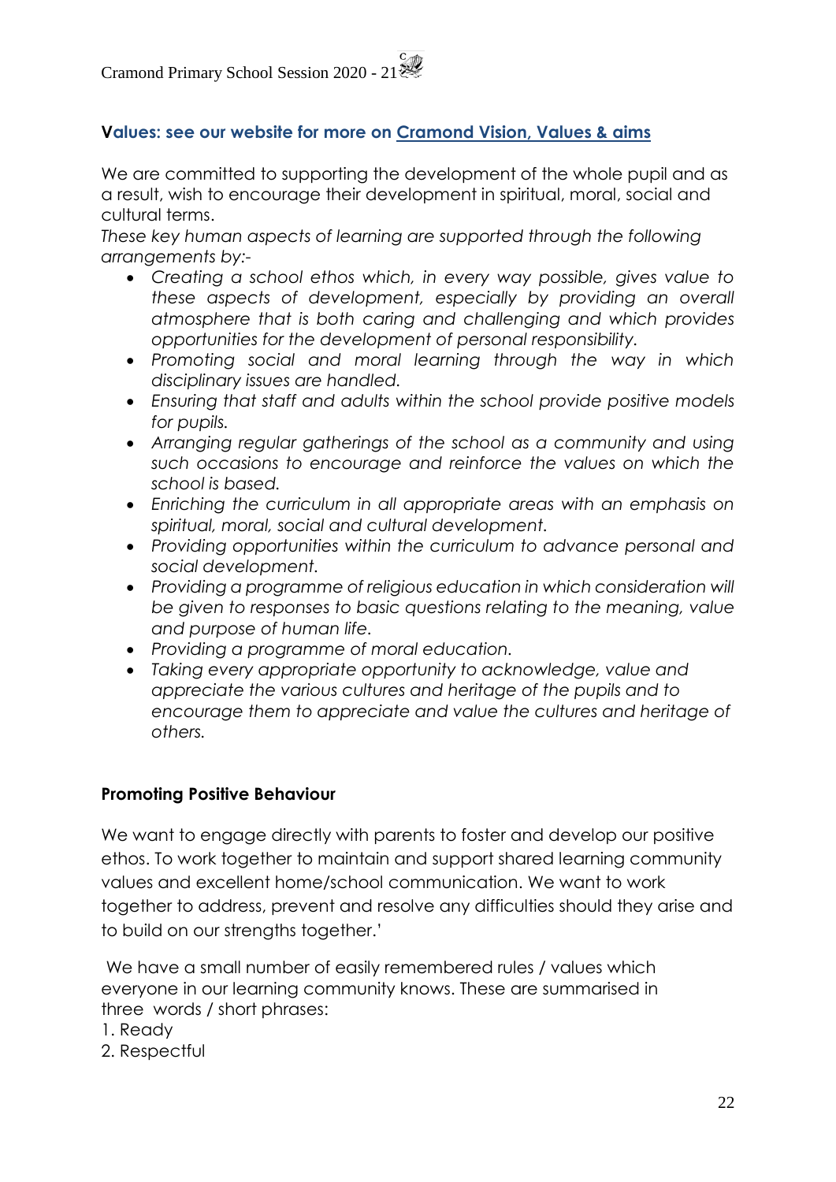## Values: see our website for more on Cramond Vision, Values & aims

We are committed to supporting the development of the whole pupil and as a result, wish to encourage their development in spiritual, moral, social and cultural terms.

*These key human aspects of learning are supported through the following arrangements by:-*

- *Creating a school ethos which, in every way possible, gives value to these aspects of development, especially by providing an overall atmosphere that is both caring and challenging and which provides opportunities for the development of personal responsibility.*
- *Promoting social and moral learning through the way in which disciplinary issues are handled.*
- *Ensuring that staff and adults within the school provide positive models for pupils.*
- *Arranging regular gatherings of the school as a community and using such occasions to encourage and reinforce the values on which the school is based.*
- *Enriching the curriculum in all appropriate areas with an emphasis on spiritual, moral, social and cultural development.*
- *Providing opportunities within the curriculum to advance personal and social development.*
- *Providing a programme of religious education in which consideration will be given to responses to basic questions relating to the meaning, value and purpose of human life.*
- *Providing a programme of moral education.*
- *Taking every appropriate opportunity to acknowledge, value and appreciate the various cultures and heritage of the pupils and to encourage them to appreciate and value the cultures and heritage of others.*

## Promoting Positive Behaviour

We want to engage directly with parents to foster and develop our positive ethos. To work together to maintain and support shared learning community values and excellent home/school communication. We want to work together to address, prevent and resolve any difficulties should they arise and to build on our strengths together.'

We have a small number of easily remembered rules / values which everyone in our learning community knows. These are summarised in three words / short phrases:

1. Ready
2. Respectful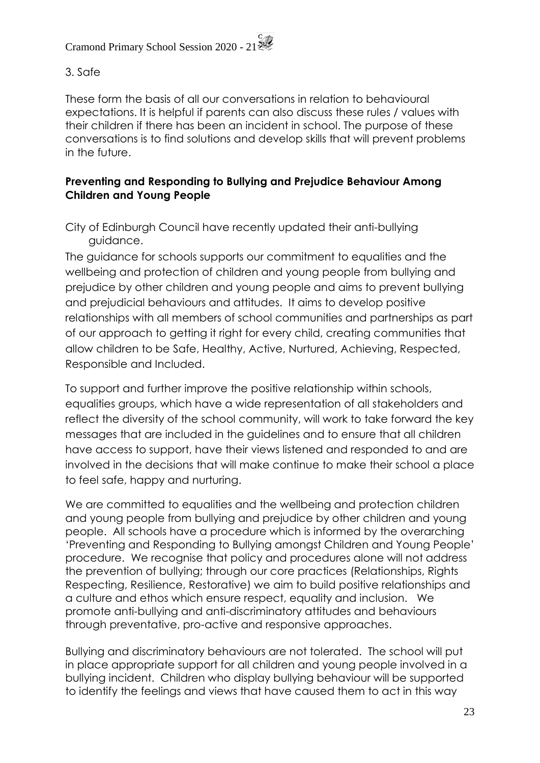3. Safe

These form the basis of all our conversations in relation to behavioural expectations. It is helpful if parents can also discuss these rules / values with their children if there has been an incident in school. The purpose of these conversations is to find solutions and develop skills that will prevent problems in the future.

**Preventing and Responding to Bullying and Prejudice Behaviour Among Children and Young People**

City of Edinburgh Council have recently updated their anti-bullying guidance.

The guidance for schools supports our commitment to equalities and the wellbeing and protection of children and young people from bullying and prejudice by other children and young people and aims to prevent bullying and prejudicial behaviours and attitudes. It aims to develop positive relationships with all members of school communities and partnerships as part of our approach to getting it right for every child, creating communities that allow children to be Safe, Healthy, Active, Nurtured, Achieving, Respected, Responsible and Included.

To support and further improve the positive relationship within schools, equalities groups, which have a wide representation of all stakeholders and reflect the diversity of the school community, will work to take forward the key messages that are included in the guidelines and to ensure that all children have access to support, have their views listened and responded to and are involved in the decisions that will make continue to make their school a place to feel safe, happy and nurturing.

We are committed to equalities and the wellbeing and protection children and young people from bullying and prejudice by other children and young people. All schools have a procedure which is informed by the overarching 'Preventing and Responding to Bullying amongst Children and Young People' procedure. We recognise that policy and procedures alone will not address the prevention of bullying; through our core practices (Relationships, Rights Respecting, Resilience, Restorative) we aim to build positive relationships and a culture and ethos which ensure respect, equality and inclusion. We promote anti-bullying and anti-discriminatory attitudes and behaviours through preventative, pro-active and responsive approaches.

Bullying and discriminatory behaviours are not tolerated. The school will put in place appropriate support for all children and young people involved in a bullying incident. Children who display bullying behaviour will be supported to identify the feelings and views that have caused them to act in this way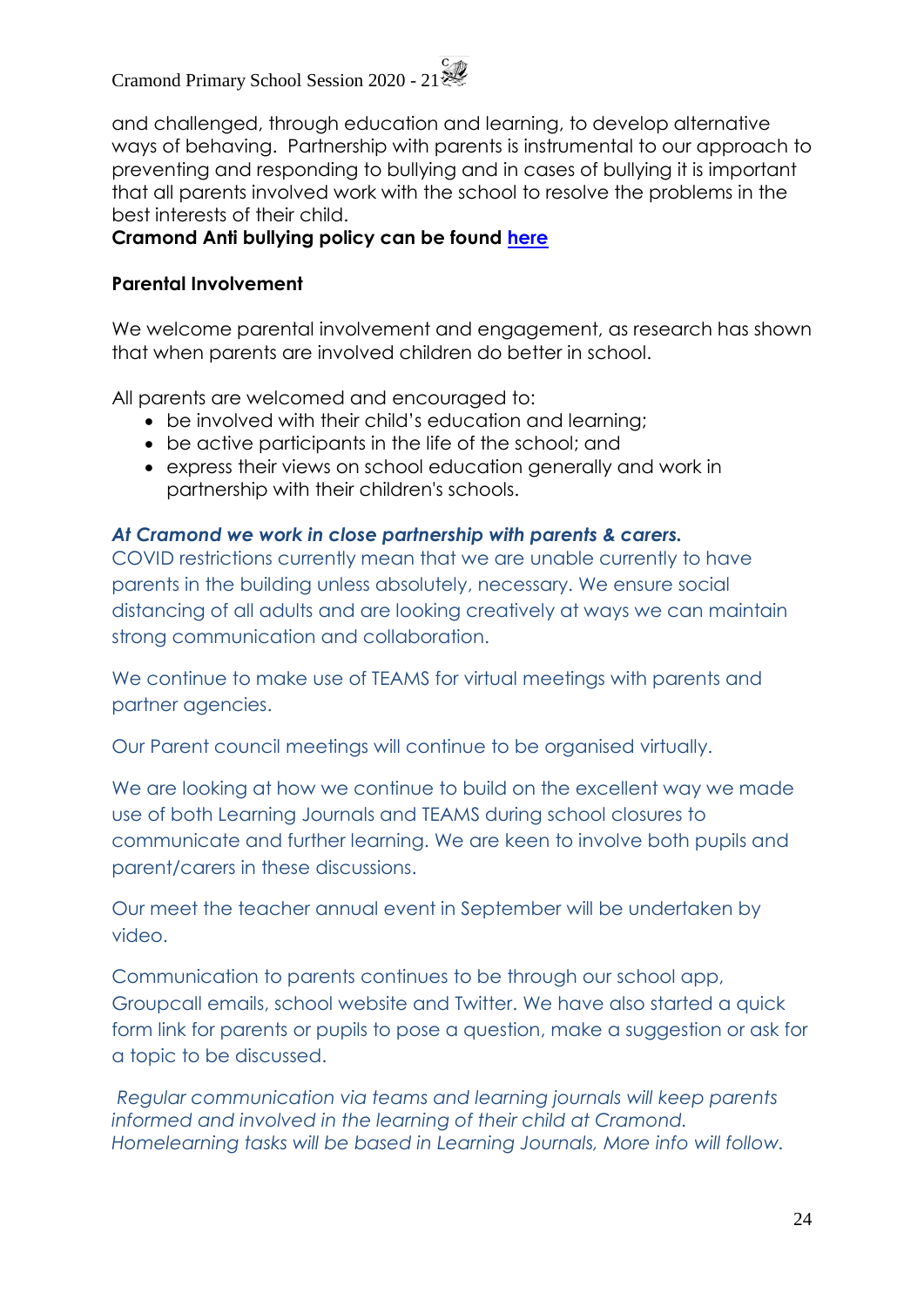and challenged, through education and learning, to develop alternative ways of behaving. Partnership with parents is instrumental to our approach to preventing and responding to bullying and in cases of bullying it is important that all parents involved work with the school to resolve the problems in the best interests of their child.

**Cramond Anti bullying policy can be found [here]**

**Parental Involvement**

We welcome parental involvement and engagement, as research has shown that when parents are involved children do better in school.

All parents are welcomed and encouraged to:

- be involved with their child's education and learning;
- be active participants in the life of the school; and
- express their views on school education generally and work in partnership with their children's schools.

***At Cramond we work in close partnership with parents & carers.***

COVID restrictions currently mean that we are unable currently to have parents in the building unless absolutely, necessary. We ensure social distancing of all adults and are looking creatively at ways we can maintain strong communication and collaboration.

We continue to make use of TEAMS for virtual meetings with parents and partner agencies.

Our Parent council meetings will continue to be organised virtually.

We are looking at how we continue to build on the excellent way we made use of both Learning Journals and TEAMS during school closures to communicate and further learning. We are keen to involve both pupils and parent/carers in these discussions.

Our meet the teacher annual event in September will be undertaken by video.

Communication to parents continues to be through our school app, Groupcall emails, school website and Twitter. We have also started a quick form link for parents or pupils to pose a question, make a suggestion or ask for a topic to be discussed.

*Regular communication via teams and learning journals will keep parents informed and involved in the learning of their child at Cramond. Homelearning tasks will be based in Learning Journals, More info will follow.*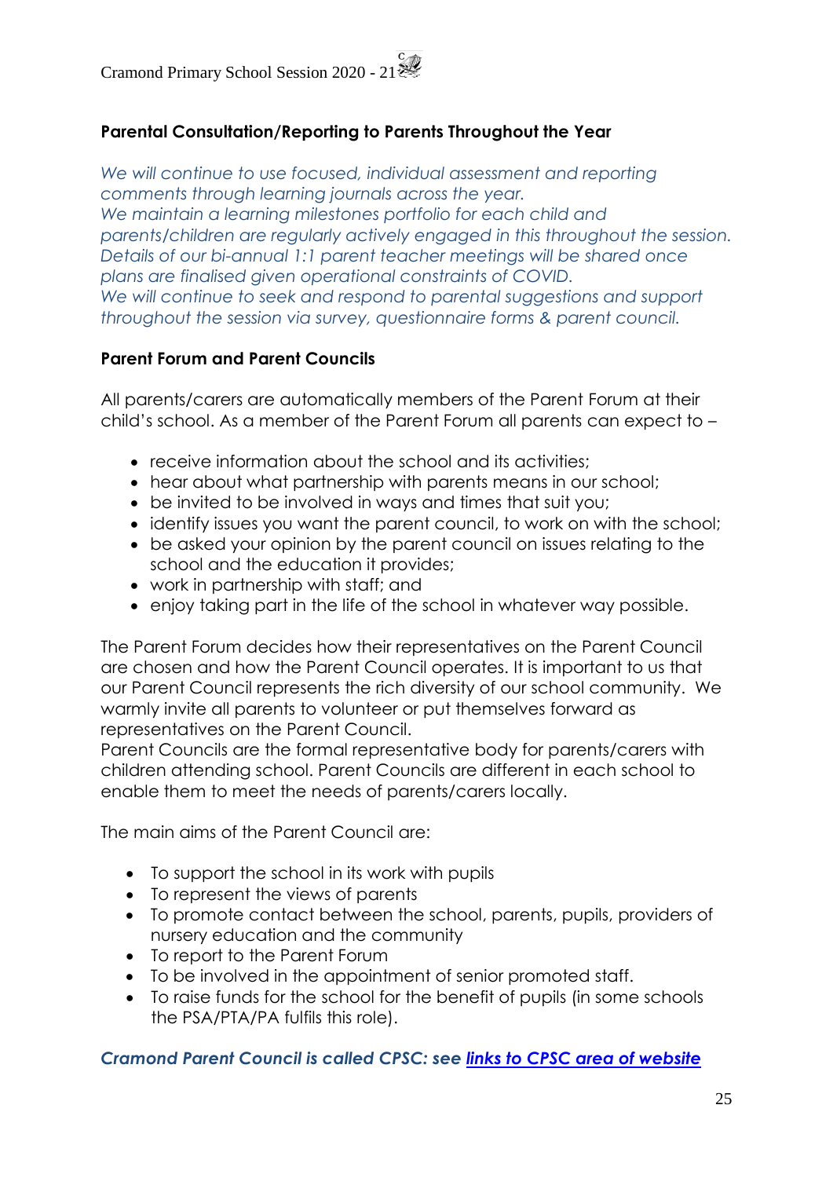## Parental Consultation/Reporting to Parents Throughout the Year

*We will continue to use focused, individual assessment and reporting comments through learning journals across the year.*
*We maintain a learning milestones portfolio for each child and parents/children are regularly actively engaged in this throughout the session.*
*Details of our bi-annual 1:1 parent teacher meetings will be shared once plans are finalised given operational constraints of COVID.*
*We will continue to seek and respond to parental suggestions and support throughout the session via survey, questionnaire forms & parent council.*

## Parent Forum and Parent Councils

All parents/carers are automatically members of the Parent Forum at their child's school. As a member of the Parent Forum all parents can expect to –

- receive information about the school and its activities;
- hear about what partnership with parents means in our school;
- be invited to be involved in ways and times that suit you;
- identify issues you want the parent council, to work on with the school;
- be asked your opinion by the parent council on issues relating to the school and the education it provides;
- work in partnership with staff; and
- enjoy taking part in the life of the school in whatever way possible.

The Parent Forum decides how their representatives on the Parent Council are chosen and how the Parent Council operates. It is important to us that our Parent Council represents the rich diversity of our school community. We warmly invite all parents to volunteer or put themselves forward as representatives on the Parent Council.
Parent Councils are the formal representative body for parents/carers with children attending school. Parent Councils are different in each school to enable them to meet the needs of parents/carers locally.

The main aims of the Parent Council are:

- To support the school in its work with pupils
- To represent the views of parents
- To promote contact between the school, parents, pupils, providers of nursery education and the community
- To report to the Parent Forum
- To be involved in the appointment of senior promoted staff.
- To raise funds for the school for the benefit of pupils (in some schools the PSA/PTA/PA fulfils this role).

***Cramond Parent Council is called CPSC: see links to CPSC area of website***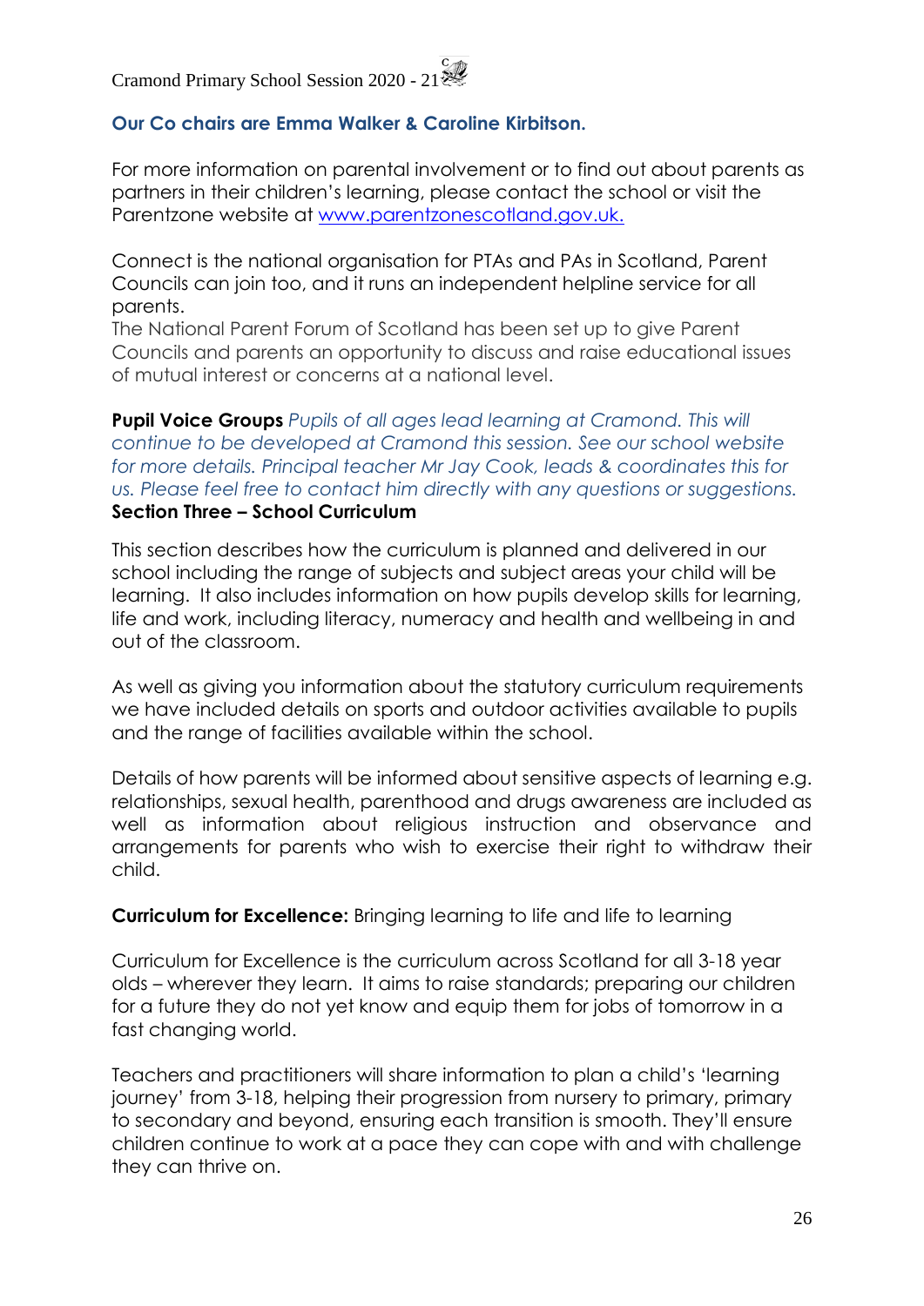**Our Co chairs are Emma Walker & Caroline Kirbitson.**

For more information on parental involvement or to find out about parents as partners in their children's learning, please contact the school or visit the Parentzone website at [www.parentzonescotland.gov.uk.](www.parentzonescotland.gov.uk)

Connect is the national organisation for PTAs and PAs in Scotland, Parent Councils can join too, and it runs an independent helpline service for all parents.
The National Parent Forum of Scotland has been set up to give Parent Councils and parents an opportunity to discuss and raise educational issues of mutual interest or concerns at a national level.

**Pupil Voice Groups** *Pupils of all ages lead learning at Cramond. This will continue to be developed at Cramond this session. See our school website for more details. Principal teacher Mr Jay Cook, leads & coordinates this for us. Please feel free to contact him directly with any questions or suggestions.*

## Section Three – School Curriculum

This section describes how the curriculum is planned and delivered in our school including the range of subjects and subject areas your child will be learning. It also includes information on how pupils develop skills for learning, life and work, including literacy, numeracy and health and wellbeing in and out of the classroom.

As well as giving you information about the statutory curriculum requirements we have included details on sports and outdoor activities available to pupils and the range of facilities available within the school.

Details of how parents will be informed about sensitive aspects of learning e.g. relationships, sexual health, parenthood and drugs awareness are included as well as information about religious instruction and observance and arrangements for parents who wish to exercise their right to withdraw their child.

**Curriculum for Excellence:** Bringing learning to life and life to learning

Curriculum for Excellence is the curriculum across Scotland for all 3-18 year olds – wherever they learn. It aims to raise standards; preparing our children for a future they do not yet know and equip them for jobs of tomorrow in a fast changing world.

Teachers and practitioners will share information to plan a child's 'learning journey' from 3-18, helping their progression from nursery to primary, primary to secondary and beyond, ensuring each transition is smooth. They'll ensure children continue to work at a pace they can cope with and with challenge they can thrive on.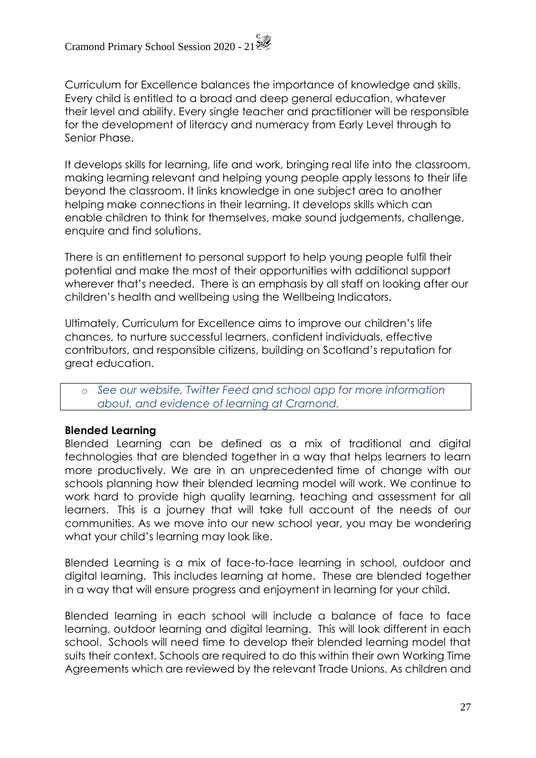Curriculum for Excellence balances the importance of knowledge and skills. Every child is entitled to a broad and deep general education, whatever their level and ability. Every single teacher and practitioner will be responsible for the development of literacy and numeracy from Early Level through to Senior Phase.

It develops skills for learning, life and work, bringing real life into the classroom, making learning relevant and helping young people apply lessons to their life beyond the classroom. It links knowledge in one subject area to another helping make connections in their learning. It develops skills which can enable children to think for themselves, make sound judgements, challenge, enquire and find solutions.

There is an entitlement to personal support to help young people fulfil their potential and make the most of their opportunities with additional support wherever that's needed. There is an emphasis by all staff on looking after our children's health and wellbeing using the Wellbeing Indicators.

Ultimately, Curriculum for Excellence aims to improve our children's life chances, to nurture successful learners, confident individuals, effective contributors, and responsible citizens, building on Scotland's reputation for great education.

- *See our website, Twitter Feed and school app for more information about, and evidence of learning at Cramond.*

**Blended Learning**

Blended Learning can be defined as a mix of traditional and digital technologies that are blended together in a way that helps learners to learn more productively. We are in an unprecedented time of change with our schools planning how their blended learning model will work. We continue to work hard to provide high quality learning, teaching and assessment for all learners. This is a journey that will take full account of the needs of our communities. As we move into our new school year, you may be wondering what your child's learning may look like.

Blended Learning is a mix of face-to-face learning in school, outdoor and digital learning. This includes learning at home. These are blended together in a way that will ensure progress and enjoyment in learning for your child.

Blended learning in each school will include a balance of face to face learning, outdoor learning and digital learning. This will look different in each school. Schools will need time to develop their blended learning model that suits their context. Schools are required to do this within their own Working Time Agreements which are reviewed by the relevant Trade Unions. As children and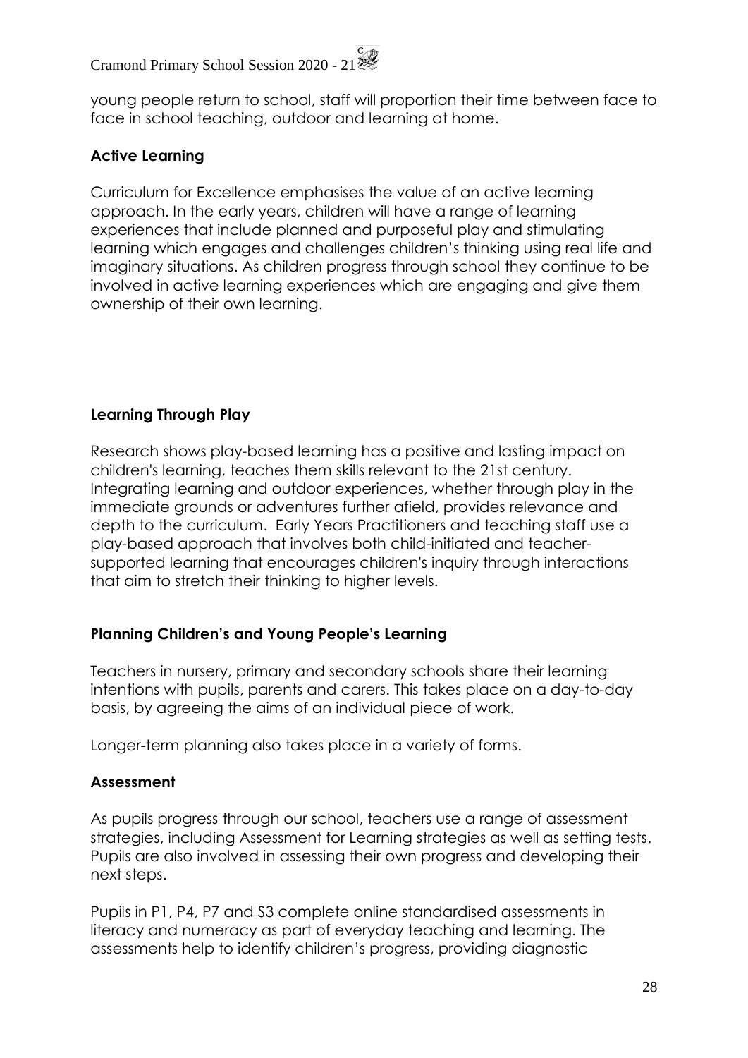young people return to school, staff will proportion their time between face to face in school teaching, outdoor and learning at home.

## Active Learning

Curriculum for Excellence emphasises the value of an active learning approach. In the early years, children will have a range of learning experiences that include planned and purposeful play and stimulating learning which engages and challenges children's thinking using real life and imaginary situations. As children progress through school they continue to be involved in active learning experiences which are engaging and give them ownership of their own learning.

## Learning Through Play

Research shows play-based learning has a positive and lasting impact on children's learning, teaches them skills relevant to the 21st century. Integrating learning and outdoor experiences, whether through play in the immediate grounds or adventures further afield, provides relevance and depth to the curriculum. Early Years Practitioners and teaching staff use a play-based approach that involves both child-initiated and teacher-supported learning that encourages children's inquiry through interactions that aim to stretch their thinking to higher levels.

## Planning Children's and Young People's Learning

Teachers in nursery, primary and secondary schools share their learning intentions with pupils, parents and carers. This takes place on a day-to-day basis, by agreeing the aims of an individual piece of work.

Longer-term planning also takes place in a variety of forms.

## Assessment

As pupils progress through our school, teachers use a range of assessment strategies, including Assessment for Learning strategies as well as setting tests. Pupils are also involved in assessing their own progress and developing their next steps.

Pupils in P1, P4, P7 and S3 complete online standardised assessments in literacy and numeracy as part of everyday teaching and learning. The assessments help to identify children's progress, providing diagnostic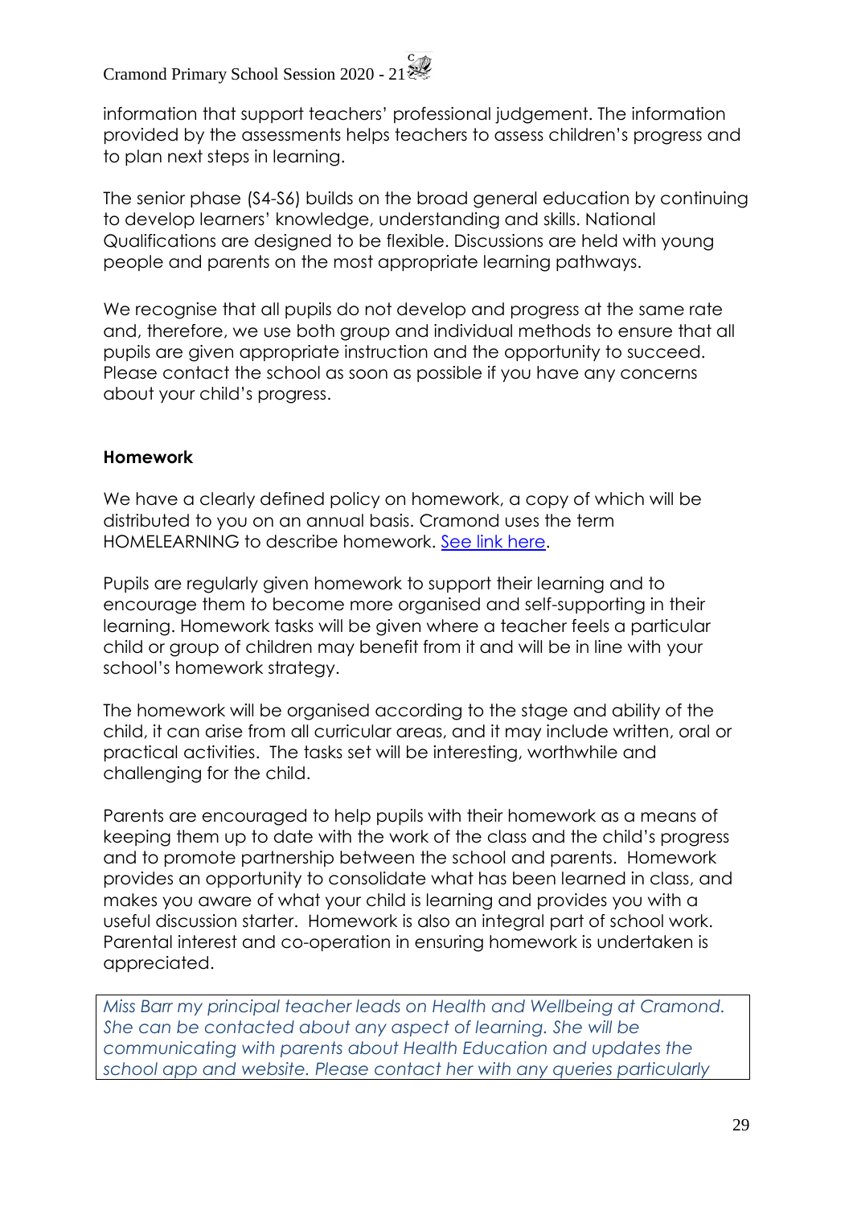information that support teachers' professional judgement. The information provided by the assessments helps teachers to assess children's progress and to plan next steps in learning.

The senior phase (S4-S6) builds on the broad general education by continuing to develop learners' knowledge, understanding and skills. National Qualifications are designed to be flexible. Discussions are held with young people and parents on the most appropriate learning pathways.

We recognise that all pupils do not develop and progress at the same rate and, therefore, we use both group and individual methods to ensure that all pupils are given appropriate instruction and the opportunity to succeed. Please contact the school as soon as possible if you have any concerns about your child's progress.

**Homework**

We have a clearly defined policy on homework, a copy of which will be distributed to you on an annual basis. Cramond uses the term HOMELEARNING to describe homework. See link here.

Pupils are regularly given homework to support their learning and to encourage them to become more organised and self-supporting in their learning. Homework tasks will be given where a teacher feels a particular child or group of children may benefit from it and will be in line with your school's homework strategy.

The homework will be organised according to the stage and ability of the child, it can arise from all curricular areas, and it may include written, oral or practical activities. The tasks set will be interesting, worthwhile and challenging for the child.

Parents are encouraged to help pupils with their homework as a means of keeping them up to date with the work of the class and the child's progress and to promote partnership between the school and parents. Homework provides an opportunity to consolidate what has been learned in class, and makes you aware of what your child is learning and provides you with a useful discussion starter. Homework is also an integral part of school work. Parental interest and co-operation in ensuring homework is undertaken is appreciated.

*Miss Barr my principal teacher leads on Health and Wellbeing at Cramond. She can be contacted about any aspect of learning. She will be communicating with parents about Health Education and updates the school app and website. Please contact her with any queries particularly*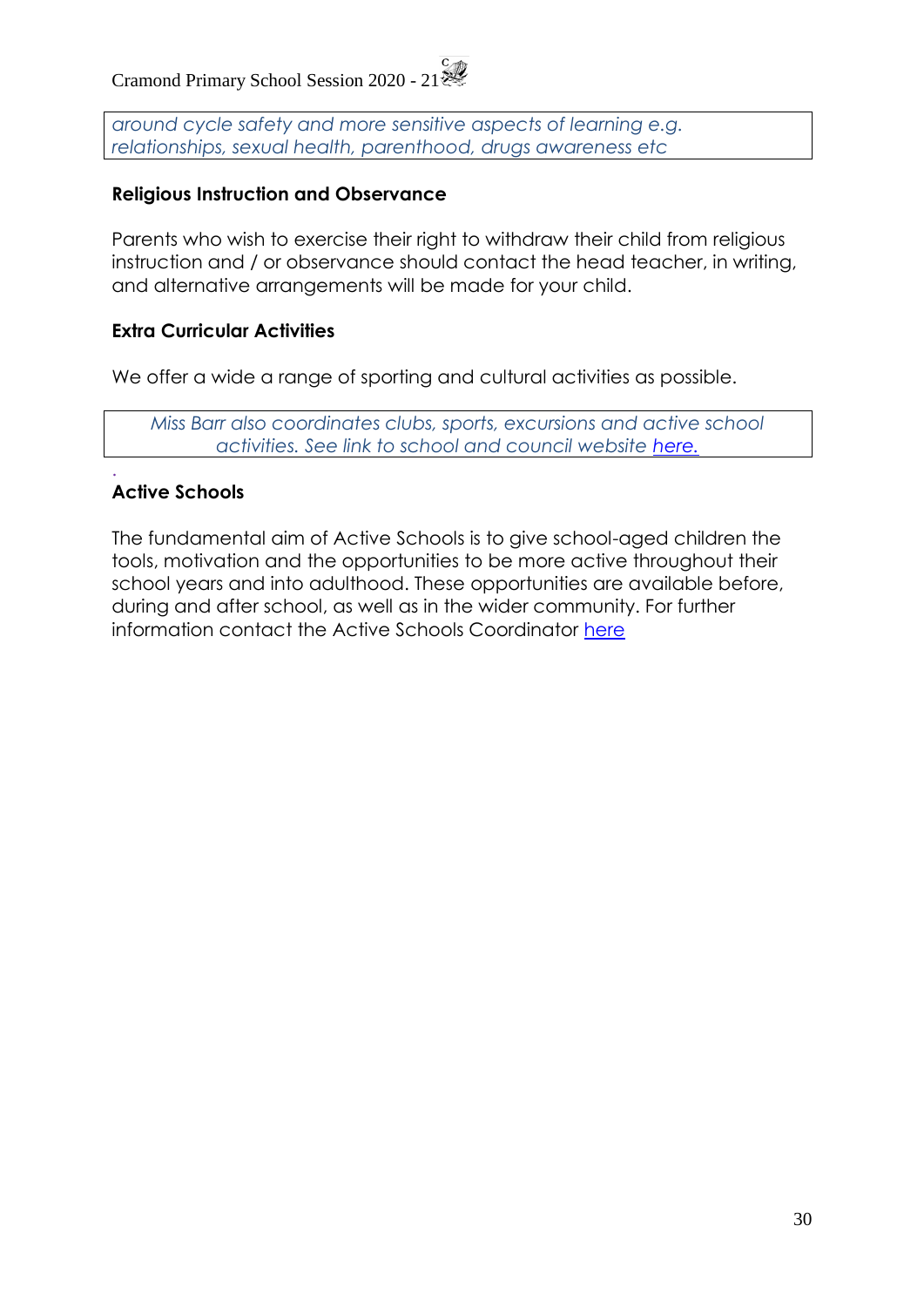*around cycle safety and more sensitive aspects of learning e.g. relationships, sexual health, parenthood, drugs awareness etc*

**Religious Instruction and Observance**

Parents who wish to exercise their right to withdraw their child from religious instruction and / or observance should contact the head teacher, in writing, and alternative arrangements will be made for your child.

**Extra Curricular Activities**

We offer a wide a range of sporting and cultural activities as possible.

*Miss Barr also coordinates clubs, sports, excursions and active school activities. See link to school and council website here.*

**Active Schools**

The fundamental aim of Active Schools is to give school-aged children the tools, motivation and the opportunities to be more active throughout their school years and into adulthood. These opportunities are available before, during and after school, as well as in the wider community. For further information contact the Active Schools Coordinator here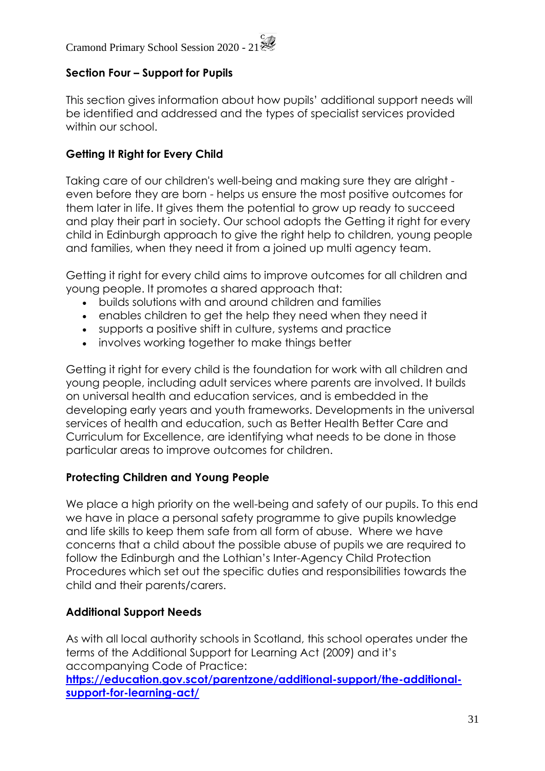## Section Four – Support for Pupils

This section gives information about how pupils' additional support needs will be identified and addressed and the types of specialist services provided within our school.

### Getting It Right for Every Child

Taking care of our children's well-being and making sure they are alright - even before they are born - helps us ensure the most positive outcomes for them later in life. It gives them the potential to grow up ready to succeed and play their part in society. Our school adopts the Getting it right for every child in Edinburgh approach to give the right help to children, young people and families, when they need it from a joined up multi agency team.

Getting it right for every child aims to improve outcomes for all children and young people. It promotes a shared approach that:

- builds solutions with and around children and families
- enables children to get the help they need when they need it
- supports a positive shift in culture, systems and practice
- involves working together to make things better

Getting it right for every child is the foundation for work with all children and young people, including adult services where parents are involved. It builds on universal health and education services, and is embedded in the developing early years and youth frameworks. Developments in the universal services of health and education, such as Better Health Better Care and Curriculum for Excellence, are identifying what needs to be done in those particular areas to improve outcomes for children.

### Protecting Children and Young People

We place a high priority on the well-being and safety of our pupils. To this end we have in place a personal safety programme to give pupils knowledge and life skills to keep them safe from all form of abuse. Where we have concerns that a child about the possible abuse of pupils we are required to follow the Edinburgh and the Lothian's Inter-Agency Child Protection Procedures which set out the specific duties and responsibilities towards the child and their parents/carers.

### Additional Support Needs

As with all local authority schools in Scotland, this school operates under the terms of the Additional Support for Learning Act (2009) and it's accompanying Code of Practice:
**https://education.gov.scot/parentzone/additional-support/the-additional-support-for-learning-act/**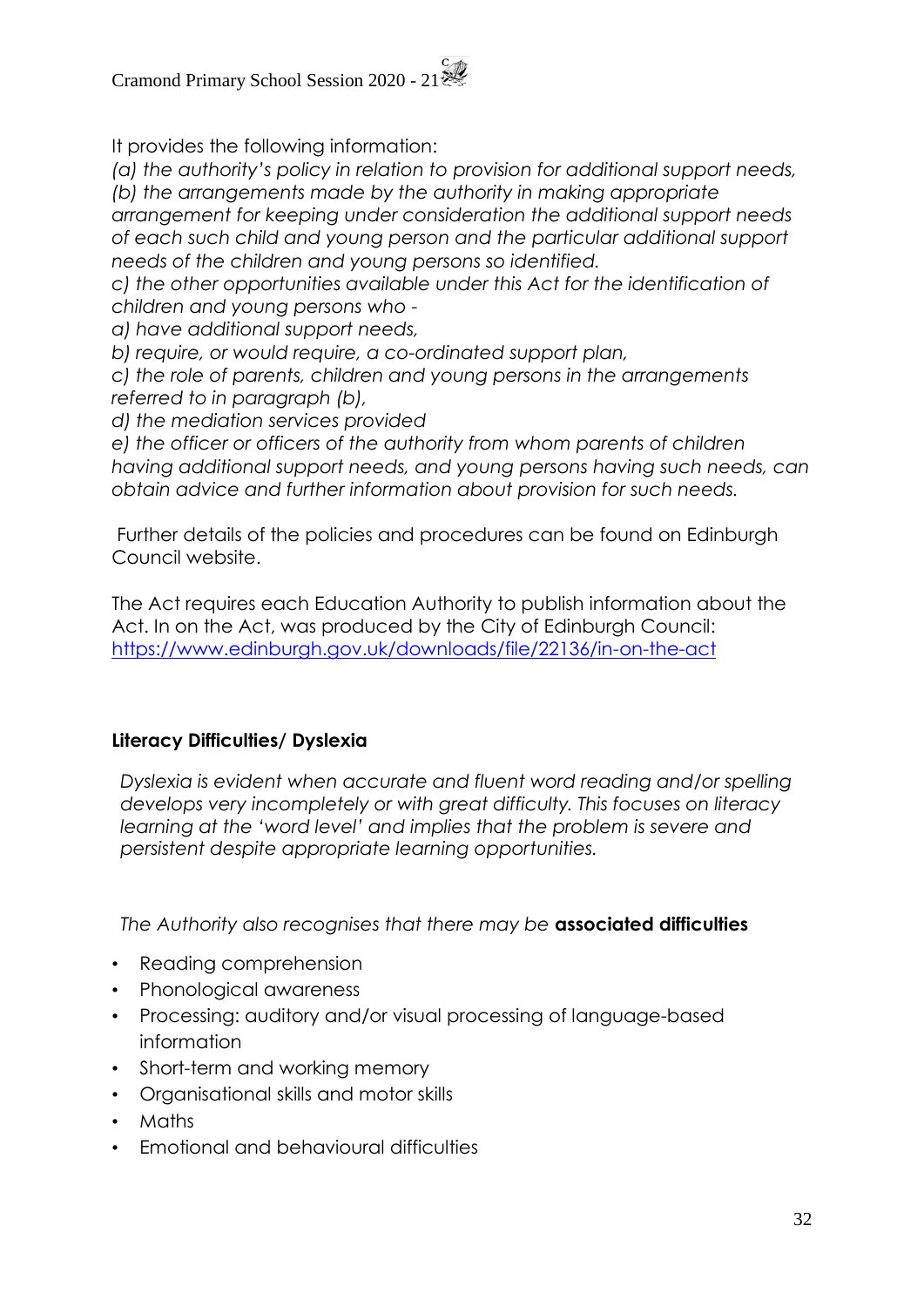It provides the following information:

*(a) the authority's policy in relation to provision for additional support needs,*
*(b) the arrangements made by the authority in making appropriate arrangement for keeping under consideration the additional support needs of each such child and young person and the particular additional support needs of the children and young persons so identified.*
*c) the other opportunities available under this Act for the identification of children and young persons who -*
*a) have additional support needs,*
*b) require, or would require, a co-ordinated support plan,*
*c) the role of parents, children and young persons in the arrangements referred to in paragraph (b),*
*d) the mediation services provided*
*e) the officer or officers of the authority from whom parents of children having additional support needs, and young persons having such needs, can obtain advice and further information about provision for such needs.*

Further details of the policies and procedures can be found on Edinburgh Council website.

The Act requires each Education Authority to publish information about the Act. In on the Act, was produced by the City of Edinburgh Council: [https://www.edinburgh.gov.uk/downloads/file/22136/in-on-the-act](https://www.edinburgh.gov.uk/downloads/file/22136/in-on-the-act)

**Literacy Difficulties/ Dyslexia**

*Dyslexia is evident when accurate and fluent word reading and/or spelling develops very incompletely or with great difficulty. This focuses on literacy learning at the 'word level' and implies that the problem is severe and persistent despite appropriate learning opportunities.*

*The Authority also recognises that there may be* **associated difficulties**

- Reading comprehension
- Phonological awareness
- Processing: auditory and/or visual processing of language-based information
- Short-term and working memory
- Organisational skills and motor skills
- Maths
- Emotional and behavioural difficulties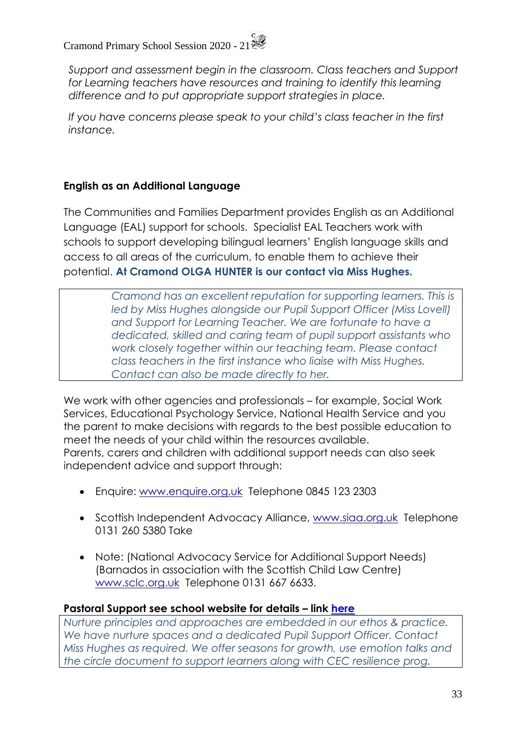*Support and assessment begin in the classroom. Class teachers and Support for Learning teachers have resources and training to identify this learning difference and to put appropriate support strategies in place.*

*If you have concerns please speak to your child's class teacher in the first instance.*

**English as an Additional Language**

The Communities and Families Department provides English as an Additional Language (EAL) support for schools. Specialist EAL Teachers work with schools to support developing bilingual learners' English language skills and access to all areas of the curriculum, to enable them to achieve their potential. **At Cramond OLGA HUNTER is our contact via Miss Hughes.**

*Cramond has an excellent reputation for supporting learners. This is led by Miss Hughes alongside our Pupil Support Officer (Miss Lovell) and Support for Learning Teacher. We are fortunate to have a dedicated, skilled and caring team of pupil support assistants who work closely together within our teaching team. Please contact class teachers in the first instance who liaise with Miss Hughes. Contact can also be made directly to her.*

We work with other agencies and professionals – for example, Social Work Services, Educational Psychology Service, National Health Service and you the parent to make decisions with regards to the best possible education to meet the needs of your child within the resources available.
Parents, carers and children with additional support needs can also seek independent advice and support through:

- Enquire: www.enquire.org.uk Telephone 0845 123 2303
- Scottish Independent Advocacy Alliance, www.siaa.org.uk Telephone 0131 260 5380 Take
- Note: (National Advocacy Service for Additional Support Needs) (Barnados in association with the Scottish Child Law Centre) www.sclc.org.uk Telephone 0131 667 6633.

**Pastoral Support see school website for details – link here**

*Nurture principles and approaches are embedded in our ethos & practice. We have nurture spaces and a dedicated Pupil Support Officer. Contact Miss Hughes as required. We offer seasons for growth, use emotion talks and the circle document to support learners along with CEC resilience prog.*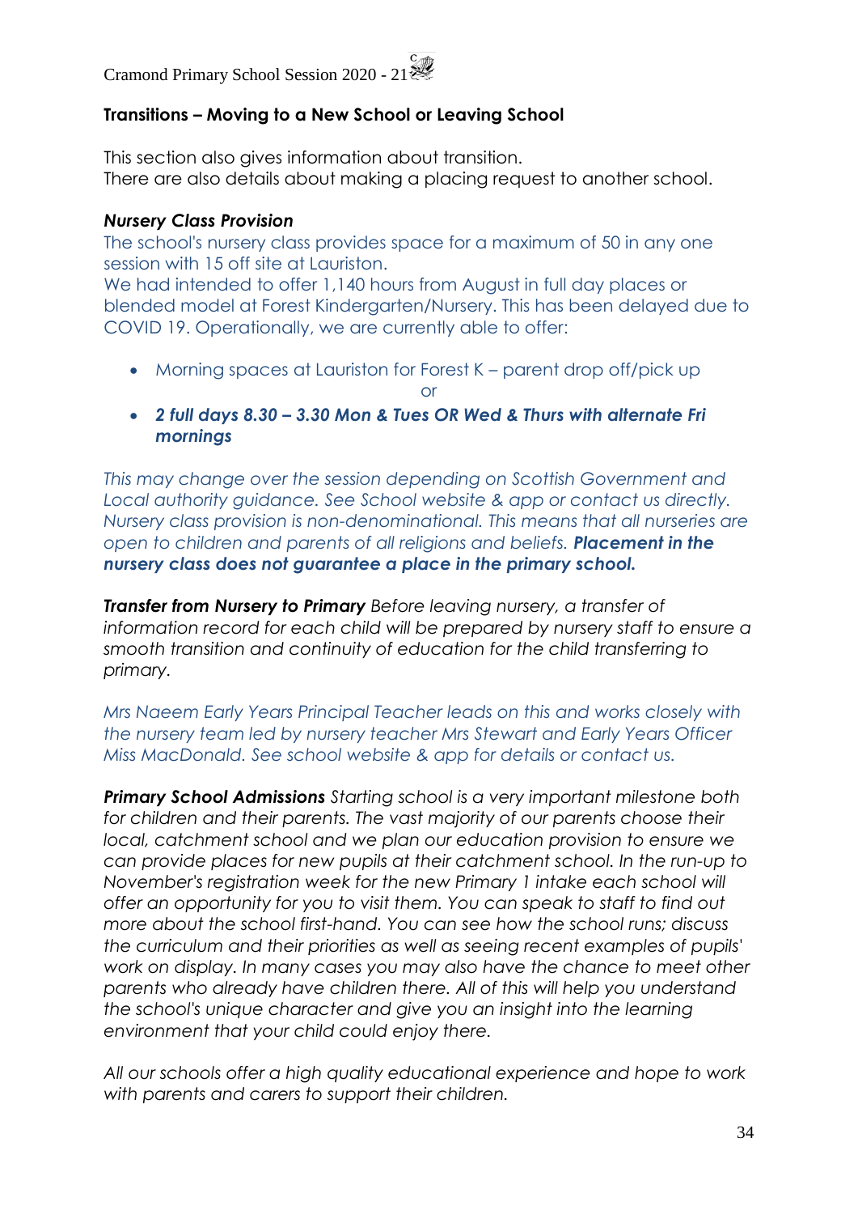## Transitions – Moving to a New School or Leaving School

This section also gives information about transition.
There are also details about making a placing request to another school.

### *Nursery Class Provision*

The school's nursery class provides space for a maximum of 50 in any one session with 15 off site at Lauriston.
We had intended to offer 1,140 hours from August in full day places or blended model at Forest Kindergarten/Nursery. This has been delayed due to COVID 19. Operationally, we are currently able to offer:

- Morning spaces at Lauriston for Forest K – parent drop off/pick up

  or

- ***2 full days 8.30 – 3.30 Mon & Tues OR Wed & Thurs with alternate Fri mornings***

*This may change over the session depending on Scottish Government and Local authority guidance. See School website & app or contact us directly. Nursery class provision is non-denominational. This means that all nurseries are open to children and parents of all religions and beliefs.* ***Placement in the nursery class does not guarantee a place in the primary school.***

***Transfer from Nursery to Primary*** *Before leaving nursery, a transfer of information record for each child will be prepared by nursery staff to ensure a smooth transition and continuity of education for the child transferring to primary.*

*Mrs Naeem Early Years Principal Teacher leads on this and works closely with the nursery team led by nursery teacher Mrs Stewart and Early Years Officer Miss MacDonald. See school website & app for details or contact us.*

***Primary School Admissions*** *Starting school is a very important milestone both for children and their parents. The vast majority of our parents choose their local, catchment school and we plan our education provision to ensure we can provide places for new pupils at their catchment school. In the run-up to November's registration week for the new Primary 1 intake each school will offer an opportunity for you to visit them. You can speak to staff to find out more about the school first-hand. You can see how the school runs; discuss the curriculum and their priorities as well as seeing recent examples of pupils' work on display. In many cases you may also have the chance to meet other parents who already have children there. All of this will help you understand the school's unique character and give you an insight into the learning environment that your child could enjoy there.*

*All our schools offer a high quality educational experience and hope to work with parents and carers to support their children.*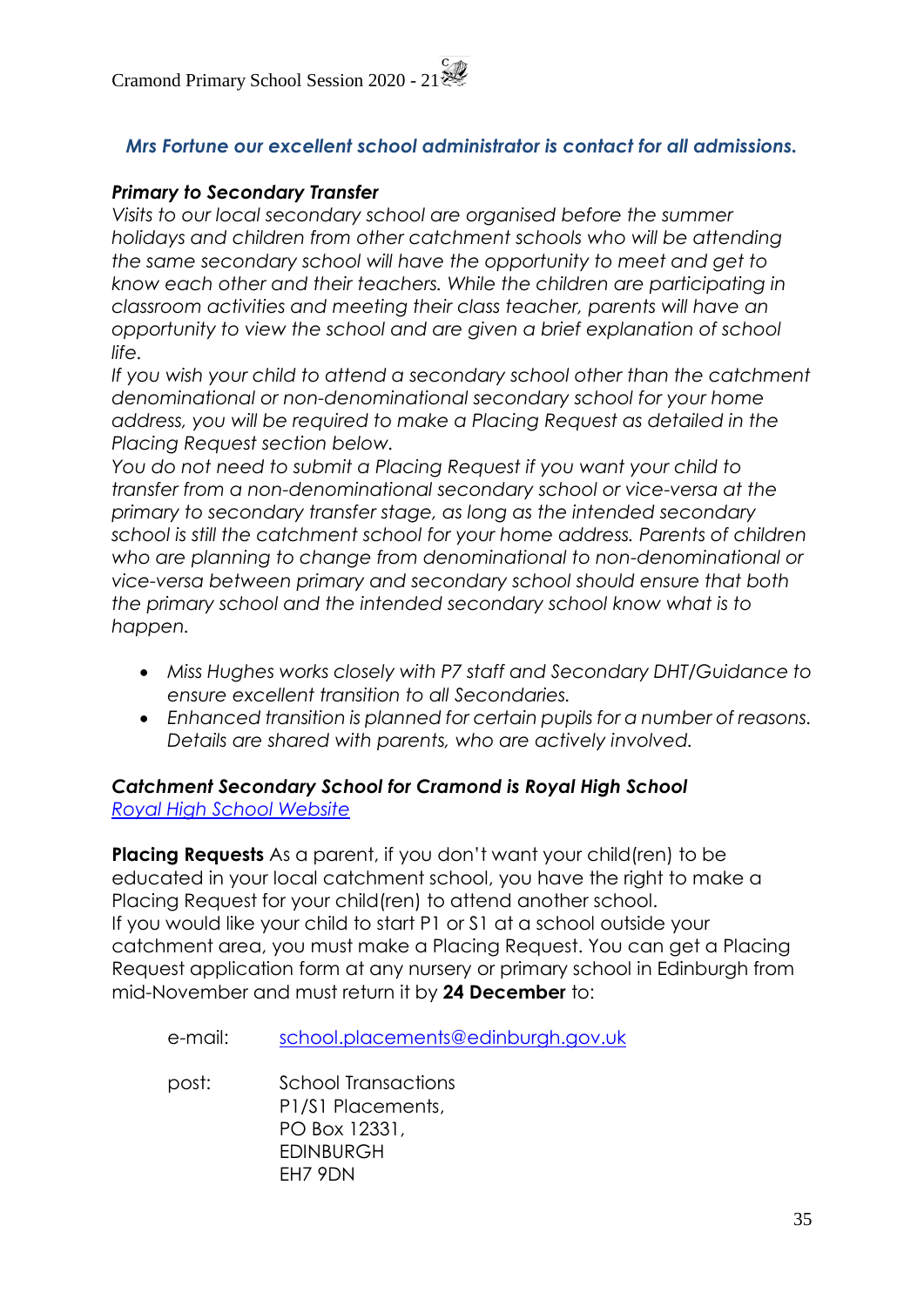*Mrs Fortune our excellent school administrator is contact for all admissions.*

***Primary to Secondary Transfer***

*Visits to our local secondary school are organised before the summer holidays and children from other catchment schools who will be attending the same secondary school will have the opportunity to meet and get to know each other and their teachers. While the children are participating in classroom activities and meeting their class teacher, parents will have an opportunity to view the school and are given a brief explanation of school life.*

*If you wish your child to attend a secondary school other than the catchment denominational or non-denominational secondary school for your home address, you will be required to make a Placing Request as detailed in the Placing Request section below.*

*You do not need to submit a Placing Request if you want your child to transfer from a non-denominational secondary school or vice-versa at the primary to secondary transfer stage, as long as the intended secondary school is still the catchment school for your home address. Parents of children who are planning to change from denominational to non-denominational or vice-versa between primary and secondary school should ensure that both the primary school and the intended secondary school know what is to happen.*

- *Miss Hughes works closely with P7 staff and Secondary DHT/Guidance to ensure excellent transition to all Secondaries.*
- *Enhanced transition is planned for certain pupils for a number of reasons. Details are shared with parents, who are actively involved.*

***Catchment Secondary School for Cramond is Royal High School***

*Royal High School Website*

**Placing Requests** As a parent, if you don't want your child(ren) to be educated in your local catchment school, you have the right to make a Placing Request for your child(ren) to attend another school.

If you would like your child to start P1 or S1 at a school outside your catchment area, you must make a Placing Request. You can get a Placing Request application form at any nursery or primary school in Edinburgh from mid-November and must return it by **24 December** to:

e-mail: school.placements@edinburgh.gov.uk

post: School Transactions
P1/S1 Placements,
PO Box 12331,
EDINBURGH
EH7 9DN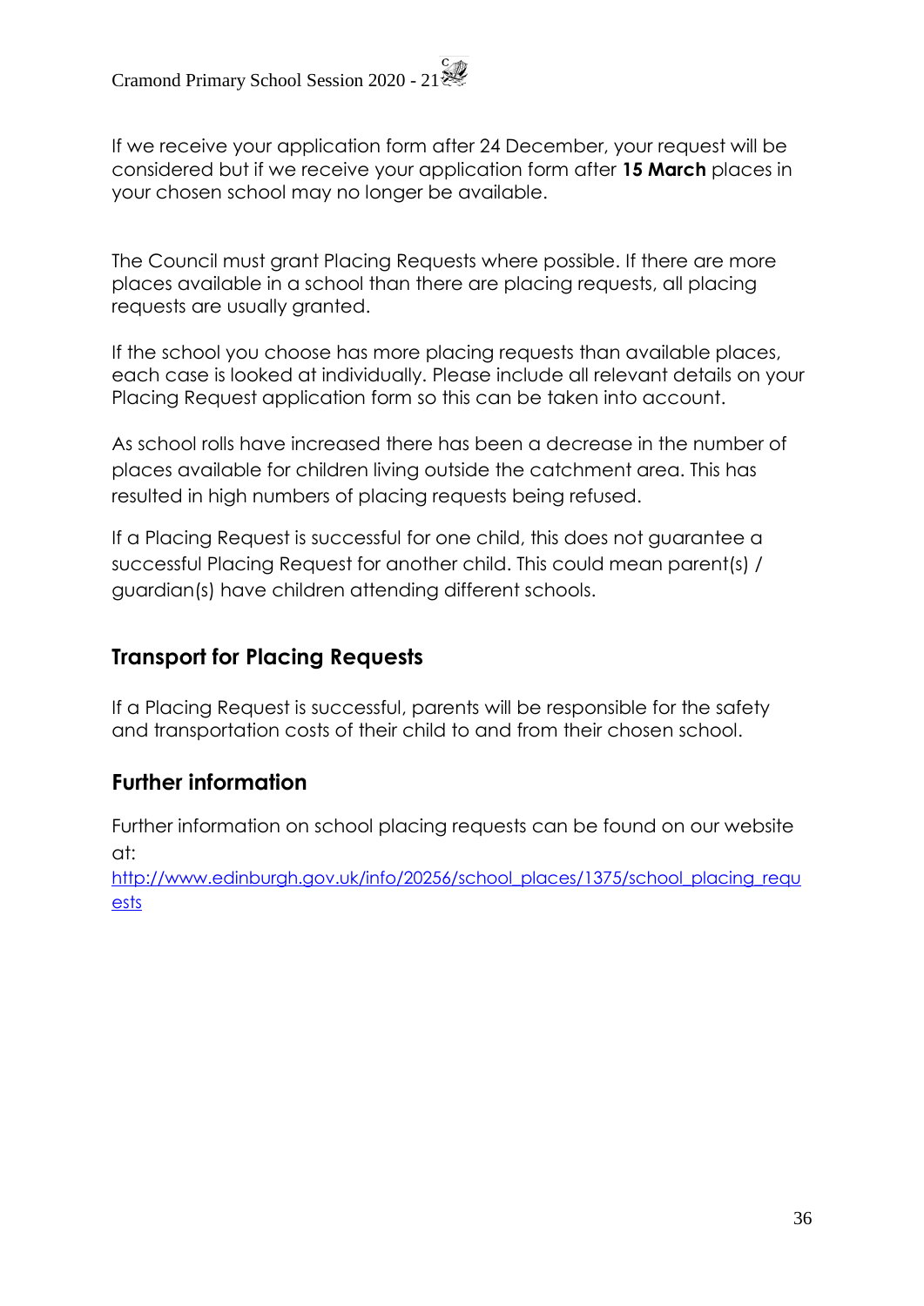If we receive your application form after 24 December, your request will be considered but if we receive your application form after **15 March** places in your chosen school may no longer be available.

The Council must grant Placing Requests where possible. If there are more places available in a school than there are placing requests, all placing requests are usually granted.

If the school you choose has more placing requests than available places, each case is looked at individually. Please include all relevant details on your Placing Request application form so this can be taken into account.

As school rolls have increased there has been a decrease in the number of places available for children living outside the catchment area. This has resulted in high numbers of placing requests being refused.

If a Placing Request is successful for one child, this does not guarantee a successful Placing Request for another child. This could mean parent(s) / guardian(s) have children attending different schools.

## Transport for Placing Requests

If a Placing Request is successful, parents will be responsible for the safety and transportation costs of their child to and from their chosen school.

## Further information

Further information on school placing requests can be found on our website at:
[http://www.edinburgh.gov.uk/info/20256/school_places/1375/school_placing_requests](http://www.edinburgh.gov.uk/info/20256/school_places/1375/school_placing_requests)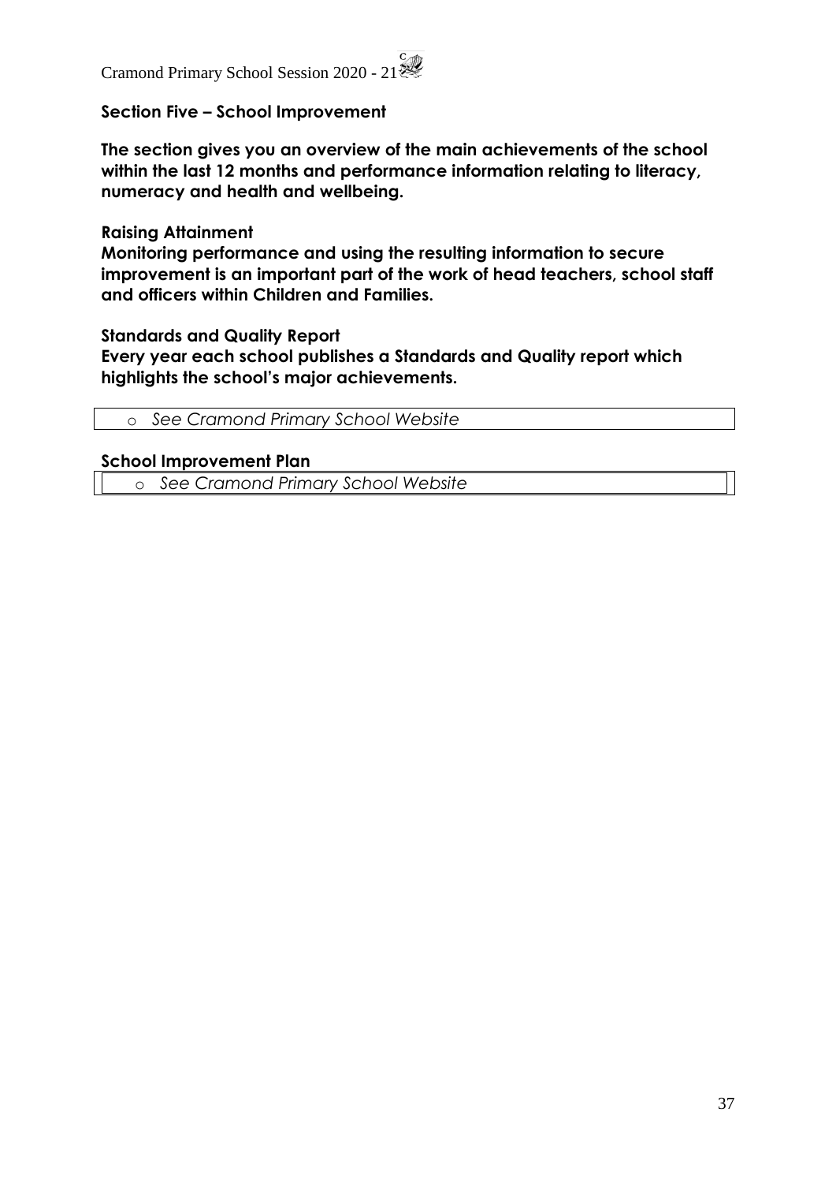## Section Five – School Improvement

**The section gives you an overview of the main achievements of the school within the last 12 months and performance information relating to literacy, numeracy and health and wellbeing.**

**Raising Attainment**

**Monitoring performance and using the resulting information to secure improvement is an important part of the work of head teachers, school staff and officers within Children and Families.**

**Standards and Quality Report**

**Every year each school publishes a Standards and Quality report which highlights the school's major achievements.**

- *See Cramond Primary School Website*

**School Improvement Plan**

- *See Cramond Primary School Website*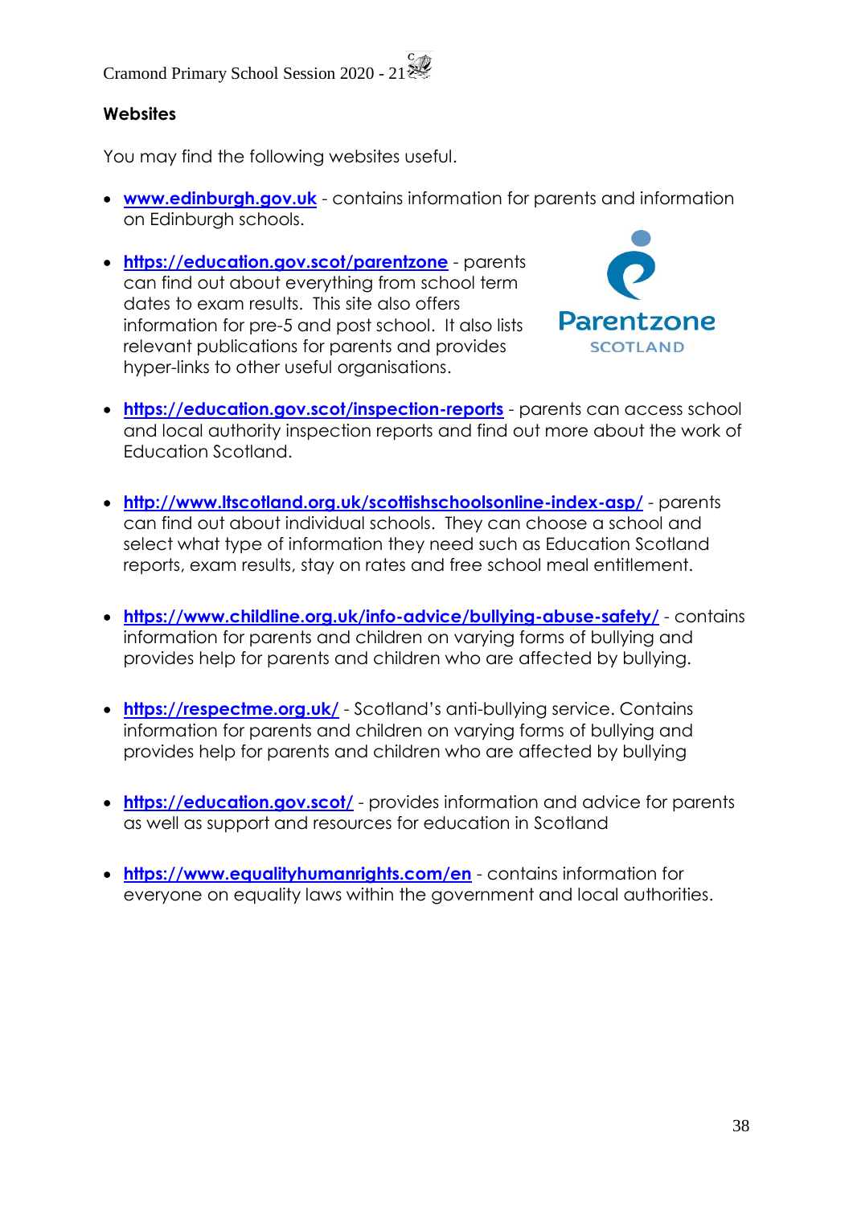## Websites

You may find the following websites useful.

- **www.edinburgh.gov.uk** - contains information for parents and information on Edinburgh schools.

- **https://education.gov.scot/parentzone** - parents can find out about everything from school term dates to exam results. This site also offers information for pre-5 and post school. It also lists relevant publications for parents and provides hyper-links to other useful organisations.

- **https://education.gov.scot/inspection-reports** - parents can access school and local authority inspection reports and find out more about the work of Education Scotland.

- **http://www.ltscotland.org.uk/scottishschoolsonline-index-asp/** - parents can find out about individual schools. They can choose a school and select what type of information they need such as Education Scotland reports, exam results, stay on rates and free school meal entitlement.

- **https://www.childline.org.uk/info-advice/bullying-abuse-safety/** - contains information for parents and children on varying forms of bullying and provides help for parents and children who are affected by bullying.

- **https://respectme.org.uk/** - Scotland's anti-bullying service. Contains information for parents and children on varying forms of bullying and provides help for parents and children who are affected by bullying

- **https://education.gov.scot/** - provides information and advice for parents as well as support and resources for education in Scotland

- **https://www.equalityhumanrights.com/en** - contains information for everyone on equality laws within the government and local authorities.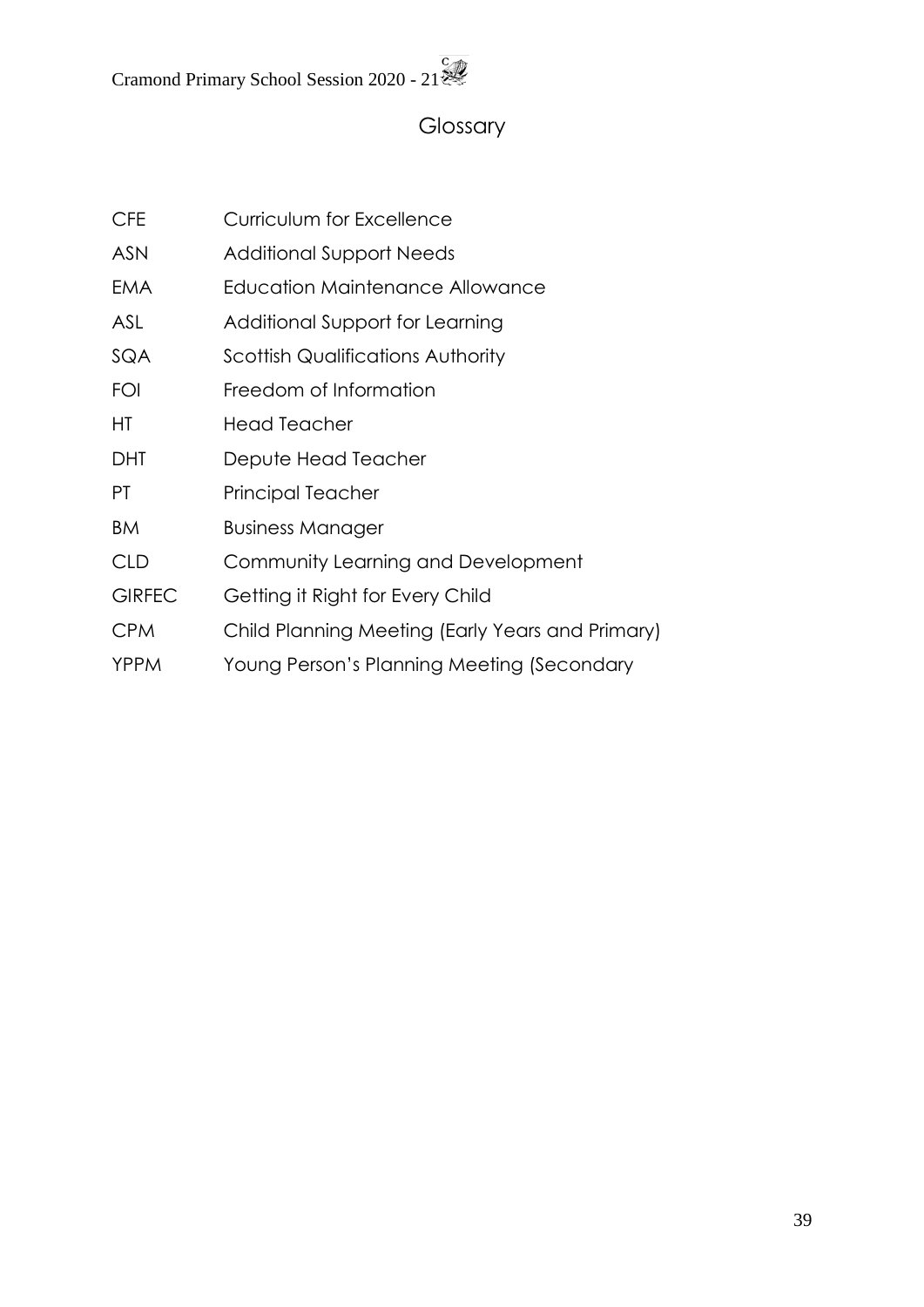# Glossary

| | |
|---|---|
| CFE | Curriculum for Excellence |
| ASN | Additional Support Needs |
| EMA | Education Maintenance Allowance |
| ASL | Additional Support for Learning |
| SQA | Scottish Qualifications Authority |
| FOI | Freedom of Information |
| HT | Head Teacher |
| DHT | Depute Head Teacher |
| PT | Principal Teacher |
| BM | Business Manager |
| CLD | Community Learning and Development |
| GIRFEC | Getting it Right for Every Child |
| CPM | Child Planning Meeting (Early Years and Primary) |
| YPPM | Young Person's Planning Meeting (Secondary |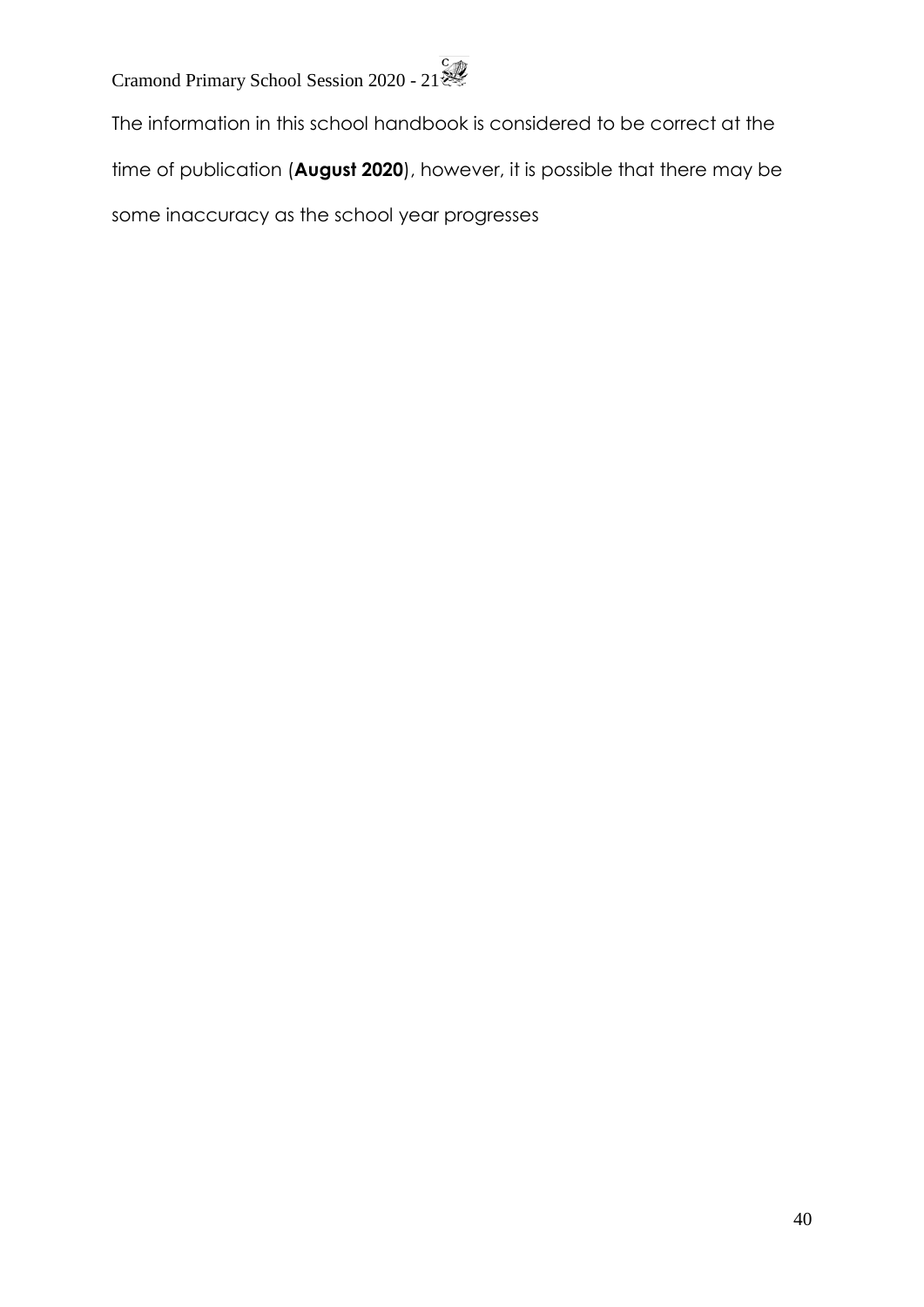The information in this school handbook is considered to be correct at the time of publication (**August 2020**), however, it is possible that there may be some inaccuracy as the school year progresses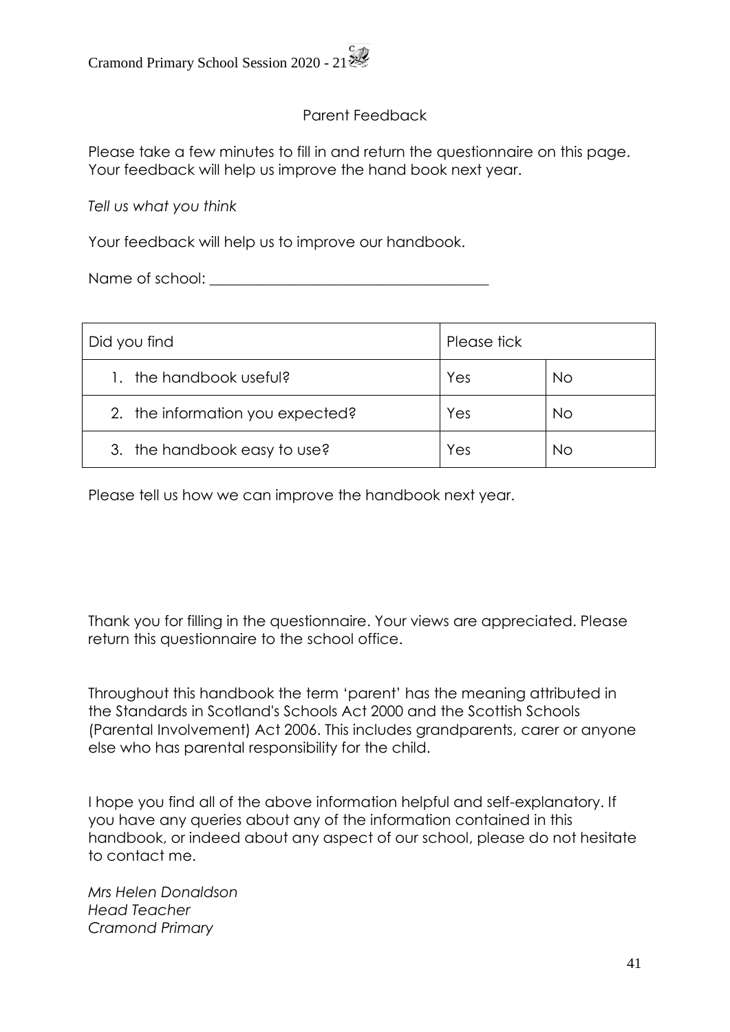## Parent Feedback

Please take a few minutes to fill in and return the questionnaire on this page. Your feedback will help us improve the hand book next year.

*Tell us what you think*

Your feedback will help us to improve our handbook.

Name of school: _____________________________________

| Did you find | Please tick | |
|---|---|---|
| 1. the handbook useful? | Yes | No |
| 2. the information you expected? | Yes | No |
| 3. the handbook easy to use? | Yes | No |

Please tell us how we can improve the handbook next year.

Thank you for filling in the questionnaire. Your views are appreciated. Please return this questionnaire to the school office.

Throughout this handbook the term 'parent' has the meaning attributed in the Standards in Scotland's Schools Act 2000 and the Scottish Schools (Parental Involvement) Act 2006. This includes grandparents, carer or anyone else who has parental responsibility for the child.

I hope you find all of the above information helpful and self-explanatory. If you have any queries about any of the information contained in this handbook, or indeed about any aspect of our school, please do not hesitate to contact me.

*Mrs Helen Donaldson*
*Head Teacher*
*Cramond Primary*